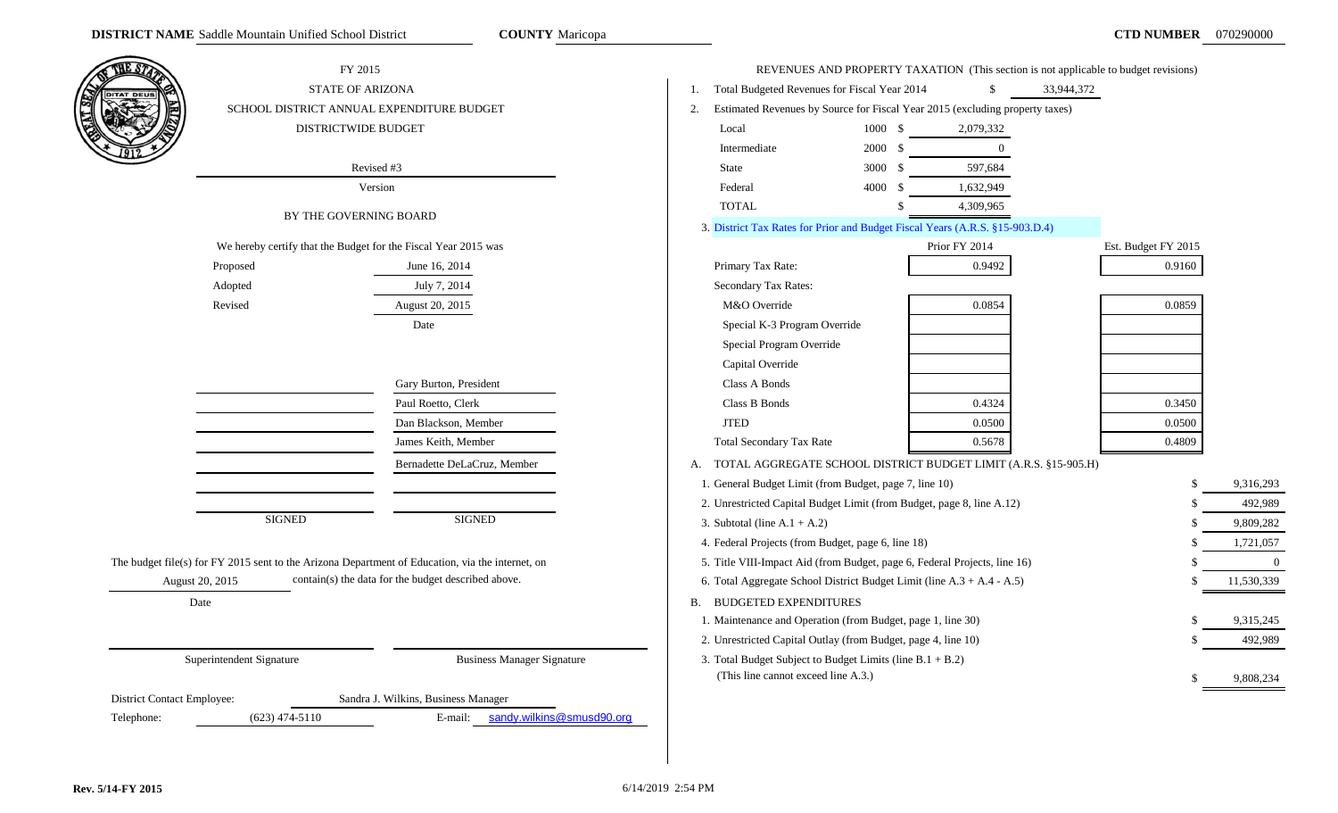**DISTRICT NAME** Saddle Mountain Unified School District **COUNTY** Maricopa **CTD NUMBER** 070290000

FY 2015
STATE OF ARIZONA
SCHOOL DISTRICT ANNUAL EXPENDITURE BUDGET
DISTRICTWIDE BUDGET

Revised #3
Version

BY THE GOVERNING BOARD

We hereby certify that the Budget for the Fiscal Year 2015 was

| | Date |
|---|---|
| Proposed | June 16, 2014 |
| Adopted | July 7, 2014 |
| Revised | August 20, 2015 |

Gary Burton, President
Paul Roetto, Clerk
Dan Blackson, Member
James Keith, Member
Bernadette DeLaCruz, Member

SIGNED SIGNED

The budget file(s) for FY 2015 sent to the Arizona Department of Education, via the internet, on August 20, 2015 contain(s) the data for the budget described above.

Date

Superintendent Signature Business Manager Signature

District Contact Employee: Sandra J. Wilkins, Business Manager
Telephone: (623) 474-5110 E-mail: sandy.wilkins@smusd90.org

REVENUES AND PROPERTY TAXATION (This section is not applicable to budget revisions)

1. Total Budgeted Revenues for Fiscal Year 2014 $ 33,944,372
2. Estimated Revenues by Source for Fiscal Year 2015 (excluding property taxes)

| Source | Code | Amount |
|---|---|---|
| Local | 1000 | $ 2,079,332 |
| Intermediate | 2000 | $ 0 |
| State | 3000 | $ 597,684 |
| Federal | 4000 | $ 1,632,949 |
| TOTAL | | $ 4,309,965 |

3. District Tax Rates for Prior and Budget Fiscal Years (A.R.S. §15-903.D.4)

| | Prior FY 2014 | Est. Budget FY 2015 |
|---|---|---|
| Primary Tax Rate: | 0.9492 | 0.9160 |
| Secondary Tax Rates: | | |
| M&O Override | 0.0854 | 0.0859 |
| Special K-3 Program Override | | |
| Special Program Override | | |
| Capital Override | | |
| Class A Bonds | | |
| Class B Bonds | 0.4324 | 0.3450 |
| JTED | 0.0500 | 0.0500 |
| Total Secondary Tax Rate | 0.5678 | 0.4809 |

A. TOTAL AGGREGATE SCHOOL DISTRICT BUDGET LIMIT (A.R.S. §15-905.H)

| | | |
|---|---|---|
| 1. General Budget Limit (from Budget, page 7, line 10) | $ | 9,316,293 |
| 2. Unrestricted Capital Budget Limit (from Budget, page 8, line A.12) | $ | 492,989 |
| 3. Subtotal (line A.1 + A.2) | $ | 9,809,282 |
| 4. Federal Projects (from Budget, page 6, line 18) | $ | 1,721,057 |
| 5. Title VIII-Impact Aid (from Budget, page 6, Federal Projects, line 16) | $ | 0 |
| 6. Total Aggregate School District Budget Limit (line A.3 + A.4 - A.5) | $ | 11,530,339 |

B. BUDGETED EXPENDITURES

| | | |
|---|---|---|
| 1. Maintenance and Operation (from Budget, page 1, line 30) | $ | 9,315,245 |
| 2. Unrestricted Capital Outlay (from Budget, page 4, line 10) | $ | 492,989 |
| 3. Total Budget Subject to Budget Limits (line B.1 + B.2) (This line cannot exceed line A.3.) | $ | 9,808,234 |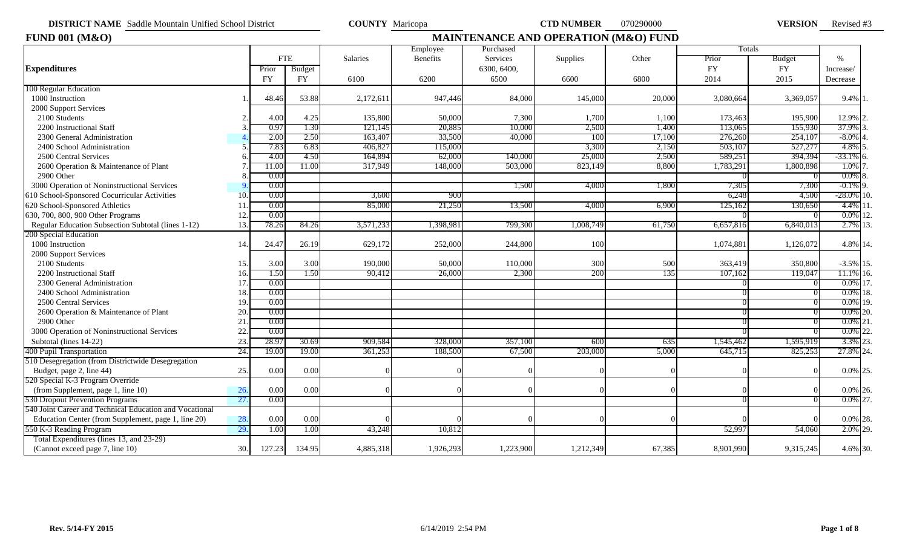**DISTRICT NAME** Saddle Mountain Unified School District **COUNTY** Maricopa **CTD NUMBER** 070290000 **VERSION** Revised #3

## FUND 001 (M&O) — MAINTENANCE AND OPERATION (M&O) FUND

| Expenditures | | FTE Prior FY | FTE Budget FY | Salaries 6100 | Employee Benefits 6200 | Purchased Services 6300, 6400, 6500 | Supplies 6600 | Other 6800 | Totals Prior FY 2014 | Totals Budget FY 2015 | % Increase/ Decrease | |
|---|---|---|---|---|---|---|---|---|---|---|---|---|
| **100 Regular Education** | | | | | | | | | | | | |
| 1000 Instruction | 1. | 48.46 | 53.88 | 2,172,611 | 947,446 | 84,000 | 145,000 | 20,000 | 3,080,664 | 3,369,057 | 9.4% | 1. |
| 2000 Support Services | | | | | | | | | | | | |
| 2100 Students | 2. | 4.00 | 4.25 | 135,800 | 50,000 | 7,300 | 1,700 | 1,100 | 173,463 | 195,900 | 12.9% | 2. |
| 2200 Instructional Staff | 3. | 0.97 | 1.30 | 121,145 | 20,885 | 10,000 | 2,500 | 1,400 | 113,065 | 155,930 | 37.9% | 3. |
| 2300 General Administration | 4. | 2.00 | 2.50 | 163,407 | 33,500 | 40,000 | 100 | 17,100 | 276,260 | 254,107 | -8.0% | 4. |
| 2400 School Administration | 5. | 7.83 | 6.83 | 406,827 | 115,000 | | 3,300 | 2,150 | 503,107 | 527,277 | 4.8% | 5. |
| 2500 Central Services | 6. | 4.00 | 4.50 | 164,894 | 62,000 | 140,000 | 25,000 | 2,500 | 589,251 | 394,394 | -33.1% | 6. |
| 2600 Operation & Maintenance of Plant | 7. | 11.00 | 11.00 | 317,949 | 148,000 | 503,000 | 823,149 | 8,800 | 1,783,291 | 1,800,898 | 1.0% | 7. |
| 2900 Other | 8. | 0.00 | | | | | | | 0 | 0 | 0.0% | 8. |
| 3000 Operation of Noninstructional Services | 9. | 0.00 | | | | 1,500 | 4,000 | 1,800 | 7,305 | 7,300 | -0.1% | 9. |
| 610 School-Sponsored Cocurricular Activities | 10. | 0.00 | | 3,600 | 900 | | | | 6,248 | 4,500 | -28.0% | 10. |
| 620 School-Sponsored Athletics | 11. | 0.00 | | 85,000 | 21,250 | 13,500 | 4,000 | 6,900 | 125,162 | 130,650 | 4.4% | 11. |
| 630, 700, 800, 900 Other Programs | 12. | 0.00 | | | | | | | 0 | 0 | 0.0% | 12. |
| Regular Education Subsection Subtotal (lines 1-12) | 13. | 78.26 | 84.26 | 3,571,233 | 1,398,981 | 799,300 | 1,008,749 | 61,750 | 6,657,816 | 6,840,013 | 2.7% | 13. |
| **200 Special Education** | | | | | | | | | | | | |
| 1000 Instruction | 14. | 24.47 | 26.19 | 629,172 | 252,000 | 244,800 | 100 | | 1,074,881 | 1,126,072 | 4.8% | 14. |
| 2000 Support Services | | | | | | | | | | | | |
| 2100 Students | 15. | 3.00 | 3.00 | 190,000 | 50,000 | 110,000 | 300 | 500 | 363,419 | 350,800 | -3.5% | 15. |
| 2200 Instructional Staff | 16. | 1.50 | 1.50 | 90,412 | 26,000 | 2,300 | 200 | 135 | 107,162 | 119,047 | 11.1% | 16. |
| 2300 General Administration | 17. | 0.00 | | | | | | | 0 | 0 | 0.0% | 17. |
| 2400 School Administration | 18. | 0.00 | | | | | | | 0 | 0 | 0.0% | 18. |
| 2500 Central Services | 19. | 0.00 | | | | | | | 0 | 0 | 0.0% | 19. |
| 2600 Operation & Maintenance of Plant | 20. | 0.00 | | | | | | | 0 | 0 | 0.0% | 20. |
| 2900 Other | 21. | 0.00 | | | | | | | 0 | 0 | 0.0% | 21. |
| 3000 Operation of Noninstructional Services | 22. | 0.00 | | | | | | | 0 | 0 | 0.0% | 22. |
| Subtotal (lines 14-22) | 23. | 28.97 | 30.69 | 909,584 | 328,000 | 357,100 | 600 | 635 | 1,545,462 | 1,595,919 | 3.3% | 23. |
| 400 Pupil Transportation | 24. | 19.00 | 19.00 | 361,253 | 188,500 | 67,500 | 203,000 | 5,000 | 645,715 | 825,253 | 27.8% | 24. |
| 510 Desegregation (from Districtwide Desegregation Budget, page 2, line 44) | 25. | 0.00 | 0.00 | 0 | 0 | 0 | 0 | 0 | 0 | 0 | 0.0% | 25. |
| 520 Special K-3 Program Override (from Supplement, page 1, line 10) | 26. | 0.00 | 0.00 | 0 | 0 | 0 | 0 | 0 | 0 | 0 | 0.0% | 26. |
| 530 Dropout Prevention Programs | 27. | 0.00 | | | | | | | 0 | 0 | 0.0% | 27. |
| 540 Joint Career and Technical Education and Vocational Education Center (from Supplement, page 1, line 20) | 28. | 0.00 | 0.00 | 0 | 0 | 0 | 0 | 0 | 0 | 0 | 0.0% | 28. |
| 550 K-3 Reading Program | 29. | 1.00 | 1.00 | 43,248 | 10,812 | | | | 52,997 | 54,060 | 2.0% | 29. |
| Total Expenditures (lines 13, and 23-29) (Cannot exceed page 7, line 10) | 30. | 127.23 | 134.95 | 4,885,318 | 1,926,293 | 1,223,900 | 1,212,349 | 67,385 | 8,901,990 | 9,315,245 | 4.6% | 30. |

Rev. 5/14-FY 2015 6/14/2019 2:54 PM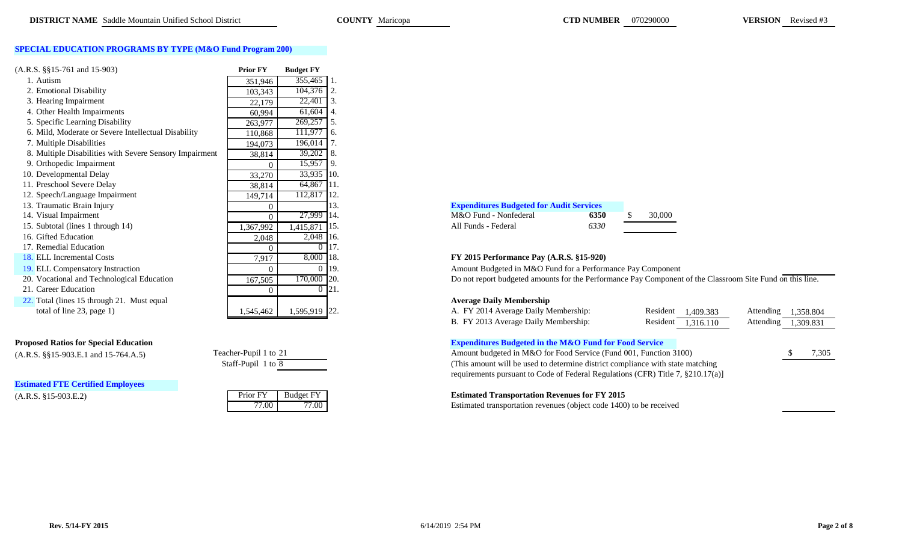**DISTRICT NAME** Saddle Mountain Unified School District **COUNTY** Maricopa **CTD NUMBER** 070290000 **VERSION** Revised #3

## SPECIAL EDUCATION PROGRAMS BY TYPE (M&O Fund Program 200)

| (A.R.S. §§15-761 and 15-903) | Prior FY | Budget FY | |
|---|---|---|---|
| 1. Autism | 351,946 | 355,465 | 1. |
| 2. Emotional Disability | 103,343 | 104,376 | 2. |
| 3. Hearing Impairment | 22,179 | 22,401 | 3. |
| 4. Other Health Impairments | 60,994 | 61,604 | 4. |
| 5. Specific Learning Disability | 263,977 | 269,257 | 5. |
| 6. Mild, Moderate or Severe Intellectual Disability | 110,868 | 111,977 | 6. |
| 7. Multiple Disabilities | 194,073 | 196,014 | 7. |
| 8. Multiple Disabilities with Severe Sensory Impairment | 38,814 | 39,202 | 8. |
| 9. Orthopedic Impairment | 0 | 15,957 | 9. |
| 10. Developmental Delay | 33,270 | 33,935 | 10. |
| 11. Preschool Severe Delay | 38,814 | 64,867 | 11. |
| 12. Speech/Language Impairment | 149,714 | 112,817 | 12. |
| 13. Traumatic Brain Injury | 0 | | 13. |
| 14. Visual Impairment | 0 | 27,999 | 14. |
| 15. Subtotal (lines 1 through 14) | 1,367,992 | 1,415,871 | 15. |
| 16. Gifted Education | 2,048 | 2,048 | 16. |
| 17. Remedial Education | 0 | 0 | 17. |
| 18. ELL Incremental Costs | 7,917 | 8,000 | 18. |
| 19. ELL Compensatory Instruction | 0 | 0 | 19. |
| 20. Vocational and Technological Education | 167,505 | 170,000 | 20. |
| 21. Career Education | 0 | 0 | 21. |
| 22. Total (lines 15 through 21. Must equal total of line 23, page 1) | 1,545,462 | 1,595,919 | 22. |

### Proposed Ratios for Special Education

(A.R.S. §§15-903.E.1 and 15-764.A.5)

Teacher-Pupil 1 to 21

Staff-Pupil 1 to 8

### Estimated FTE Certified Employees

(A.R.S. §15-903.E.2)

| Prior FY | Budget FY |
|---|---|
| 77.00 | 77.00 |

### Expenditures Budgeted for Audit Services

| | | |
|---|---|---|
| M&O Fund - Nonfederal | **6350** | $ 30,000 |
| All Funds - Federal | *6330* | |

### FY 2015 Performance Pay (A.R.S. §15-920)

Amount Budgeted in M&O Fund for a Performance Pay Component

Do not report budgeted amounts for the Performance Pay Component of the Classroom Site Fund on this line.

### Average Daily Membership

| | Resident | Attending |
|---|---|---|
| A. FY 2014 Average Daily Membership: | 1,409.383 | 1,358.804 |
| B. FY 2013 Average Daily Membership: | 1,316.110 | 1,309.831 |

### Expenditures Budgeted in the M&O Fund for Food Service

Amount budgeted in M&O for Food Service (Fund 001, Function 3100) $ 7,305

(This amount will be used to determine district compliance with state matching requirements pursuant to Code of Federal Regulations (CFR) Title 7, §210.17(a)]

### Estimated Transportation Revenues for FY 2015

Estimated transportation revenues (object code 1400) to be received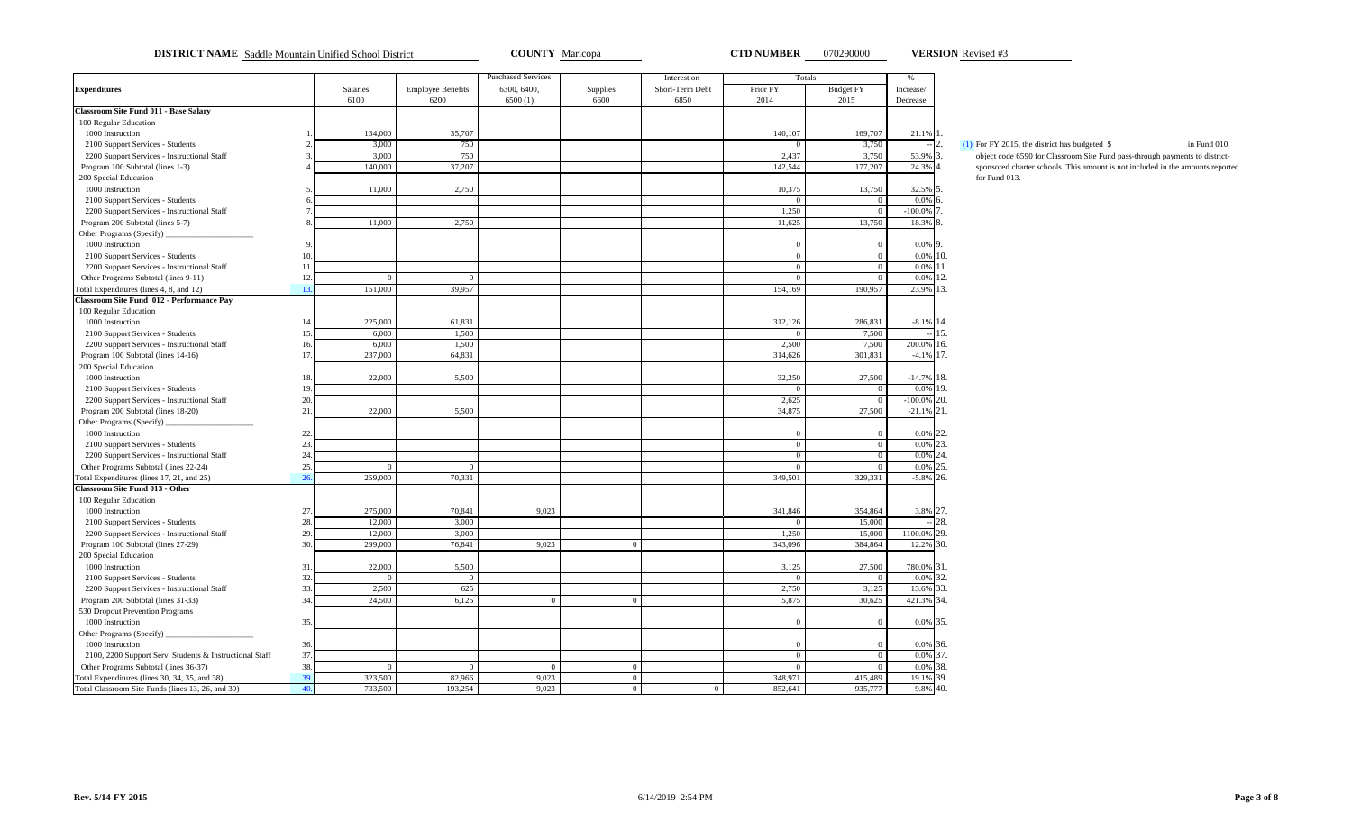**DISTRICT NAME** Saddle Mountain Unified School District **COUNTY** Maricopa **CTD NUMBER** 070290000 **VERSION** Revised #3

| Expenditures | | Salaries 6100 | Employee Benefits 6200 | Purchased Services 6300, 6400, 6500 (1) | Supplies 6600 | Interest on Short-Term Debt 6850 | Totals Prior FY 2014 | Totals Budget FY 2015 | % Increase/ Decrease | |
|---|---|---|---|---|---|---|---|---|---|---|
| **Classroom Site Fund 011 - Base Salary** | | | | | | | | | | |
| 100 Regular Education | | | | | | | | | | |
| 1000 Instruction | 1. | 134,000 | 35,707 | | | | 140,107 | 169,707 | 21.1% | 1. |
| 2100 Support Services - Students | 2. | 3,000 | 750 | | | | 0 | 3,750 | -- | 2. |
| 2200 Support Services - Instructional Staff | 3. | 3,000 | 750 | | | | 2,437 | 3,750 | 53.9% | 3. |
| Program 100 Subtotal (lines 1-3) | 4. | 140,000 | 37,207 | | | | 142,544 | 177,207 | 24.3% | 4. |
| 200 Special Education | | | | | | | | | | |
| 1000 Instruction | 5. | 11,000 | 2,750 | | | | 10,375 | 13,750 | 32.5% | 5. |
| 2100 Support Services - Students | 6. | | | | | | 0 | 0 | 0.0% | 6. |
| 2200 Support Services - Instructional Staff | 7. | | | | | | 1,250 | 0 | -100.0% | 7. |
| Program 200 Subtotal (lines 5-7) | 8. | 11,000 | 2,750 | | | | 11,625 | 13,750 | 18.3% | 8. |
| Other Programs (Specify) ____________ | | | | | | | | | | |
| 1000 Instruction | 9. | | | | | | 0 | 0 | 0.0% | 9. |
| 2100 Support Services - Students | 10. | | | | | | 0 | 0 | 0.0% | 10. |
| 2200 Support Services - Instructional Staff | 11. | | | | | | 0 | 0 | 0.0% | 11. |
| Other Programs Subtotal (lines 9-11) | 12. | 0 | 0 | | | | 0 | 0 | 0.0% | 12. |
| Total Expenditures (lines 4, 8, and 12) | 13. | 151,000 | 39,957 | | | | 154,169 | 190,957 | 23.9% | 13. |
| **Classroom Site Fund 012 - Performance Pay** | | | | | | | | | | |
| 100 Regular Education | | | | | | | | | | |
| 1000 Instruction | 14. | 225,000 | 61,831 | | | | 312,126 | 286,831 | -8.1% | 14. |
| 2100 Support Services - Students | 15. | 6,000 | 1,500 | | | | 0 | 7,500 | -- | 15. |
| 2200 Support Services - Instructional Staff | 16. | 6,000 | 1,500 | | | | 2,500 | 7,500 | 200.0% | 16. |
| Program 100 Subtotal (lines 14-16) | 17. | 237,000 | 64,831 | | | | 314,626 | 301,831 | -4.1% | 17. |
| 200 Special Education | | | | | | | | | | |
| 1000 Instruction | 18. | 22,000 | 5,500 | | | | 32,250 | 27,500 | -14.7% | 18. |
| 2100 Support Services - Students | 19. | | | | | | 0 | 0 | 0.0% | 19. |
| 2200 Support Services - Instructional Staff | 20. | | | | | | 2,625 | 0 | -100.0% | 20. |
| Program 200 Subtotal (lines 18-20) | 21. | 22,000 | 5,500 | | | | 34,875 | 27,500 | -21.1% | 21. |
| Other Programs (Specify) ____________ | | | | | | | | | | |
| 1000 Instruction | 22. | | | | | | 0 | 0 | 0.0% | 22. |
| 2100 Support Services - Students | 23. | | | | | | 0 | 0 | 0.0% | 23. |
| 2200 Support Services - Instructional Staff | 24. | | | | | | 0 | 0 | 0.0% | 24. |
| Other Programs Subtotal (lines 22-24) | 25. | 0 | 0 | | | | 0 | 0 | 0.0% | 25. |
| Total Expenditures (lines 17, 21, and 25) | 26. | 259,000 | 70,331 | | | | 349,501 | 329,331 | -5.8% | 26. |
| **Classroom Site Fund 013 - Other** | | | | | | | | | | |
| 100 Regular Education | | | | | | | | | | |
| 1000 Instruction | 27. | 275,000 | 70,841 | 9,023 | | | 341,846 | 354,864 | 3.8% | 27. |
| 2100 Support Services - Students | 28. | 12,000 | 3,000 | | | | 0 | 15,000 | -- | 28. |
| 2200 Support Services - Instructional Staff | 29. | 12,000 | 3,000 | | | | 1,250 | 15,000 | 1100.0% | 29. |
| Program 100 Subtotal (lines 27-29) | 30. | 299,000 | 76,841 | 9,023 | 0 | | 343,096 | 384,864 | 12.2% | 30. |
| 200 Special Education | | | | | | | | | | |
| 1000 Instruction | 31. | 22,000 | 5,500 | | | | 3,125 | 27,500 | 780.0% | 31. |
| 2100 Support Services - Students | 32. | 0 | 0 | | | | 0 | 0 | 0.0% | 32. |
| 2200 Support Services - Instructional Staff | 33. | 2,500 | 625 | | | | 2,750 | 3,125 | 13.6% | 33. |
| Program 200 Subtotal (lines 31-33) | 34. | 24,500 | 6,125 | 0 | 0 | | 5,875 | 30,625 | 421.3% | 34. |
| 530 Dropout Prevention Programs | | | | | | | | | | |
| 1000 Instruction | 35. | | | | | | 0 | 0 | 0.0% | 35. |
| Other Programs (Specify) ____________ | | | | | | | | | | |
| 1000 Instruction | 36. | | | | | | 0 | 0 | 0.0% | 36. |
| 2100, 2200 Support Serv. Students & Instructional Staff | 37. | | | | | | 0 | 0 | 0.0% | 37. |
| Other Programs Subtotal (lines 36-37) | 38. | 0 | 0 | 0 | 0 | | 0 | 0 | 0.0% | 38. |
| Total Expenditures (lines 30, 34, 35, and 38) | 39. | 323,500 | 82,966 | 9,023 | 0 | | 348,971 | 415,489 | 19.1% | 39. |
| Total Classroom Site Funds (lines 13, 26, and 39) | 40. | 733,500 | 193,254 | 9,023 | 0 | 0 | 852,641 | 935,777 | 9.8% | 40. |

(1) For FY 2015, the district has budgeted $ ________ in Fund 010, object code 6590 for Classroom Site Fund pass-through payments to district-sponsored charter schools. This amount is not included in the amounts reported for Fund 013.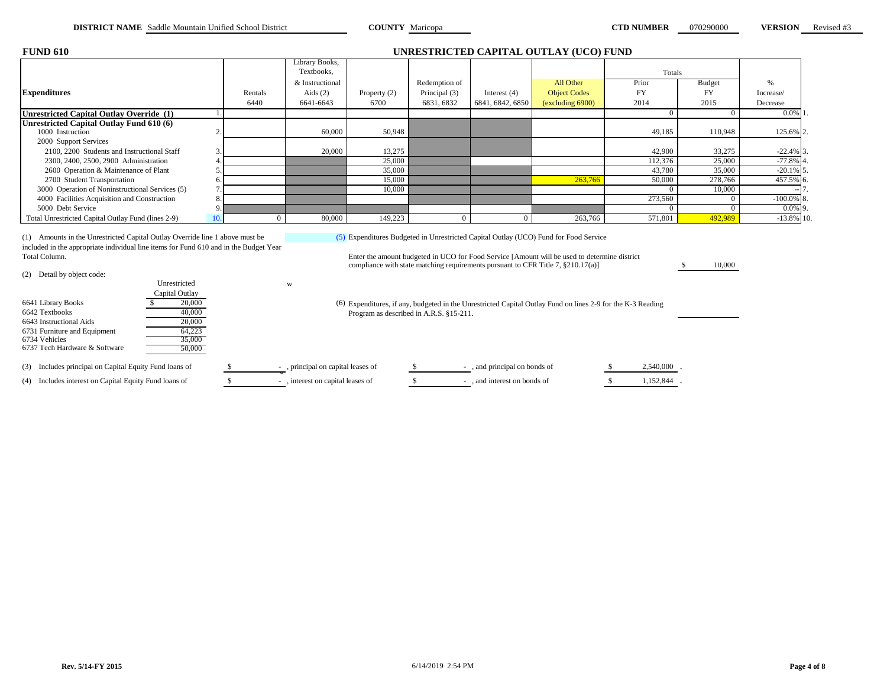**DISTRICT NAME** Saddle Mountain Unified School District **COUNTY** Maricopa **CTD NUMBER** 070290000 **VERSION** Revised #3

## FUND 610 UNRESTRICTED CAPITAL OUTLAY (UCO) FUND

| Expenditures | | Rentals 6440 | Library Books, Textbooks, & Instructional Aids (2) 6641-6643 | Property (2) 6700 | Redemption of Principal (3) 6831, 6832 | Interest (4) 6841, 6842, 6850 | All Other Object Codes (excluding 6900) | Totals Prior FY 2014 | Budget FY 2015 | % Increase/ Decrease | |
|---|---|---|---|---|---|---|---|---|---|---|---|
| **Unrestricted Capital Outlay Override (1)** | 1. | | | | | | | 0 | 0 | 0.0% | 1. |
| **Unrestricted Capital Outlay Fund 610 (6)** | | | | | | | | | | | |
| 1000 Instruction | 2. | | 60,000 | 50,948 | | | | 49,185 | 110,948 | 125.6% | 2. |
| 2000 Support Services | | | | | | | | | | | |
| 2100, 2200 Students and Instructional Staff | 3. | | 20,000 | 13,275 | | | | 42,900 | 33,275 | -22.4% | 3. |
| 2300, 2400, 2500, 2900 Administration | 4. | | | 25,000 | | | | 112,376 | 25,000 | -77.8% | 4. |
| 2600 Operation & Maintenance of Plant | 5. | | | 35,000 | | | | 43,780 | 35,000 | -20.1% | 5. |
| 2700 Student Transportation | 6. | | | 15,000 | | | 263,766 | 50,000 | 278,766 | 457.5% | 6. |
| 3000 Operation of Noninstructional Services (5) | 7. | | | 10,000 | | | | 0 | 10,000 | -- | 7. |
| 4000 Facilities Acquisition and Construction | 8. | | | | | | | 273,560 | 0 | -100.0% | 8. |
| 5000 Debt Service | 9. | | | | | | | 0 | 0 | 0.0% | 9. |
| Total Unrestricted Capital Outlay Fund (lines 2-9) | 10. | 0 | 80,000 | 149,223 | 0 | 0 | 263,766 | 571,801 | 492,989 | -13.8% | 10. |

(1) Amounts in the Unrestricted Capital Outlay Override line 1 above must be included in the appropriate individual line items for Fund 610 and in the Budget Year Total Column.

(2) Detail by object code:

| | Unrestricted Capital Outlay |
|---|---|
| 6641 Library Books | $ 20,000 |
| 6642 Textbooks | 40,000 |
| 6643 Instructional Aids | 20,000 |
| 6731 Furniture and Equipment | 64,223 |
| 6734 Vehicles | 35,000 |
| 6737 Tech Hardware & Software | 50,000 |

(5) Expenditures Budgeted in Unrestricted Capital Outlay (UCO) Fund for Food Service

Enter the amount budgeted in UCO for Food Service [Amount will be used to determine district compliance with state matching requirements pursuant to CFR Title 7, §210.17(a)] $ 10,000

(6) Expenditures, if any, budgeted in the Unrestricted Capital Outlay Fund on lines 2-9 for the K-3 Reading Program as described in A.R.S. §15-211.

(3) Includes principal on Capital Equity Fund loans of $ - , principal on capital leases of $ - , and principal on bonds of $ 2,540,000 .

(4) Includes interest on Capital Equity Fund loans of $ - , interest on capital leases of $ - , and interest on bonds of $ 1,152,844 .

Rev. 5/14-FY 2015 6/14/2019 2:54 PM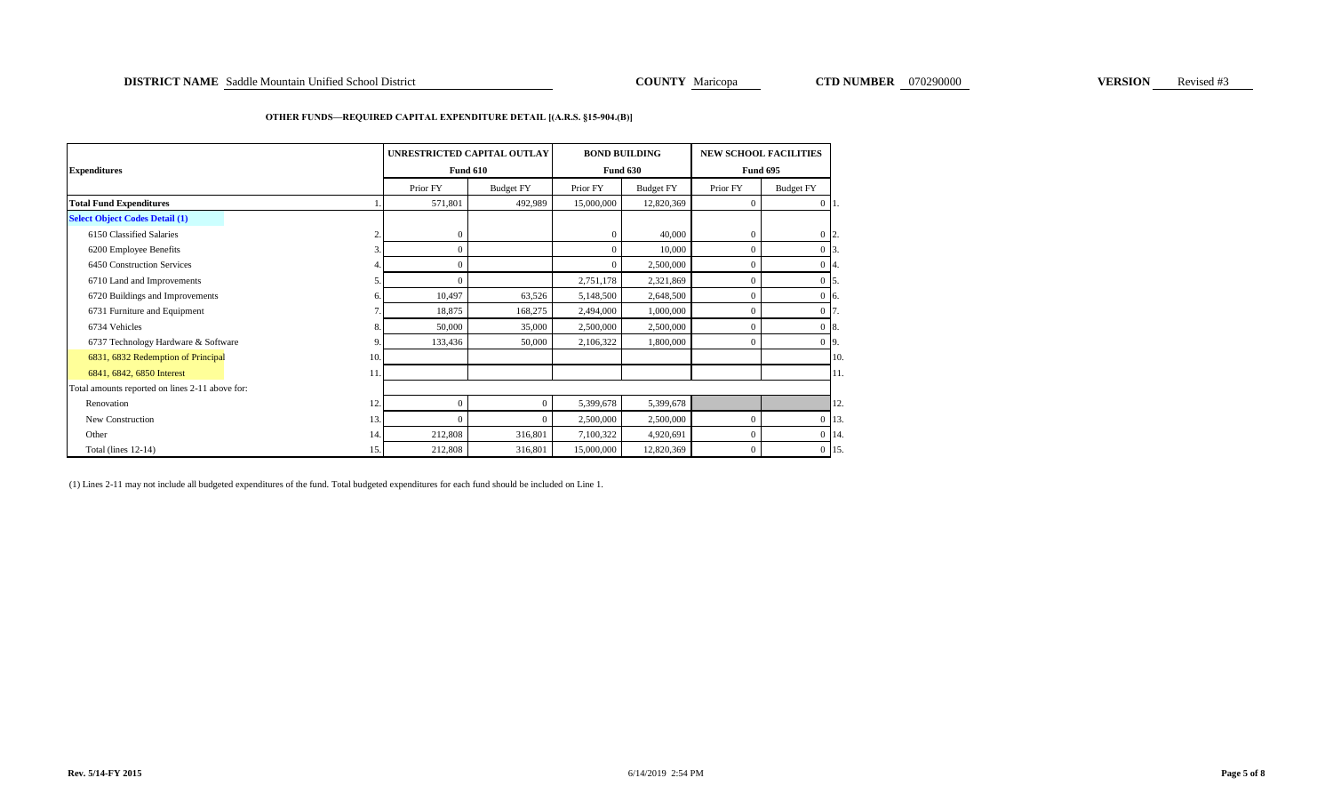**DISTRICT NAME** Saddle Mountain Unified School District **COUNTY** Maricopa **CTD NUMBER** 070290000 **VERSION** Revised #3

**OTHER FUNDS—REQUIRED CAPITAL EXPENDITURE DETAIL [(A.R.S. §15-904.(B)]**

| Expenditures | | UNRESTRICTED CAPITAL OUTLAY Fund 610 | | BOND BUILDING Fund 630 | | NEW SCHOOL FACILITIES Fund 695 | | |
|---|---|---|---|---|---|---|---|---|
| | | Prior FY | Budget FY | Prior FY | Budget FY | Prior FY | Budget FY | |
| **Total Fund Expenditures** | 1. | 571,801 | 492,989 | 15,000,000 | 12,820,369 | 0 | 0 | 1. |
| **Select Object Codes Detail (1)** | | | | | | | | |
| 6150 Classified Salaries | 2. | 0 | | 0 | 40,000 | 0 | 0 | 2. |
| 6200 Employee Benefits | 3. | 0 | | 0 | 10,000 | 0 | 0 | 3. |
| 6450 Construction Services | 4. | 0 | | 0 | 2,500,000 | 0 | 0 | 4. |
| 6710 Land and Improvements | 5. | 0 | | 2,751,178 | 2,321,869 | 0 | 0 | 5. |
| 6720 Buildings and Improvements | 6. | 10,497 | 63,526 | 5,148,500 | 2,648,500 | 0 | 0 | 6. |
| 6731 Furniture and Equipment | 7. | 18,875 | 168,275 | 2,494,000 | 1,000,000 | 0 | 0 | 7. |
| 6734 Vehicles | 8. | 50,000 | 35,000 | 2,500,000 | 2,500,000 | 0 | 0 | 8. |
| 6737 Technology Hardware & Software | 9. | 133,436 | 50,000 | 2,106,322 | 1,800,000 | 0 | 0 | 9. |
| 6831, 6832 Redemption of Principal | 10. | | | | | | | 10. |
| 6841, 6842, 6850 Interest | 11. | | | | | | | 11. |
| Total amounts reported on lines 2-11 above for: | | | | | | | | |
| Renovation | 12. | 0 | 0 | 5,399,678 | 5,399,678 | | | 12. |
| New Construction | 13. | 0 | 0 | 2,500,000 | 2,500,000 | 0 | 0 | 13. |
| Other | 14. | 212,808 | 316,801 | 7,100,322 | 4,920,691 | 0 | 0 | 14. |
| Total (lines 12-14) | 15. | 212,808 | 316,801 | 15,000,000 | 12,820,369 | 0 | 0 | 15. |

(1) Lines 2-11 may not include all budgeted expenditures of the fund. Total budgeted expenditures for each fund should be included on Line 1.

Rev. 5/14-FY 2015 6/14/2019 2:54 PM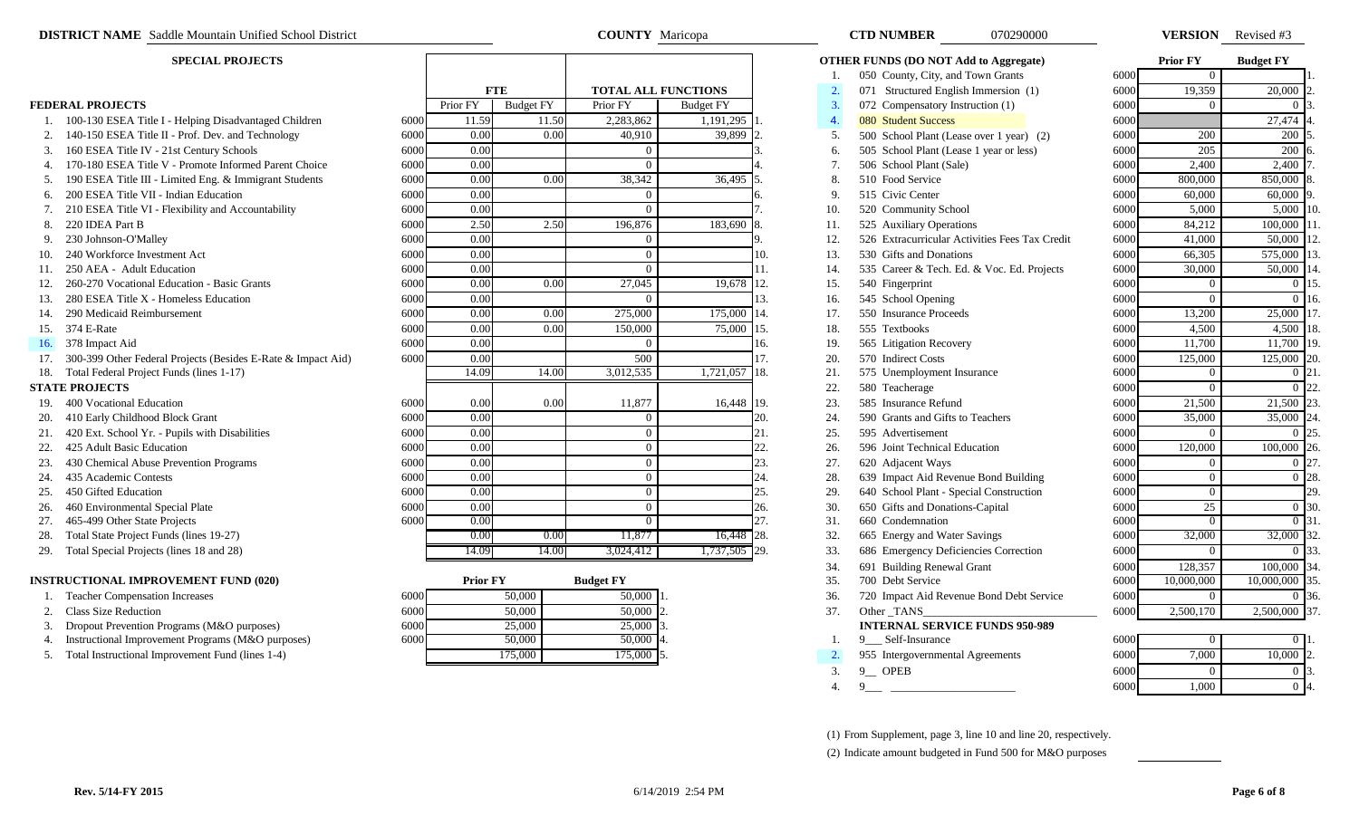**DISTRICT NAME** Saddle Mountain Unified School District **COUNTY** Maricopa **CTD NUMBER** 070290000 **VERSION** Revised #3

## SPECIAL PROJECTS

| | | | FTE | | TOTAL ALL FUNCTIONS | | |
|---|---|---|---|---|---|---|---|
| **FEDERAL PROJECTS** | | | Prior FY | Budget FY | Prior FY | Budget FY | |
| 1. | 100-130 ESEA Title I - Helping Disadvantaged Children | 6000 | 11.59 | 11.50 | 2,283,862 | 1,191,295 | 1. |
| 2. | 140-150 ESEA Title II - Prof. Dev. and Technology | 6000 | 0.00 | 0.00 | 40,910 | 39,899 | 2. |
| 3. | 160 ESEA Title IV - 21st Century Schools | 6000 | 0.00 | | 0 | | 3. |
| 4. | 170-180 ESEA Title V - Promote Informed Parent Choice | 6000 | 0.00 | | 0 | | 4. |
| 5. | 190 ESEA Title III - Limited Eng. & Immigrant Students | 6000 | 0.00 | 0.00 | 38,342 | 36,495 | 5. |
| 6. | 200 ESEA Title VII - Indian Education | 6000 | 0.00 | | 0 | | 6. |
| 7. | 210 ESEA Title VI - Flexibility and Accountability | 6000 | 0.00 | | 0 | | 7. |
| 8. | 220 IDEA Part B | 6000 | 2.50 | 2.50 | 196,876 | 183,690 | 8. |
| 9. | 230 Johnson-O'Malley | 6000 | 0.00 | | 0 | | 9. |
| 10. | 240 Workforce Investment Act | 6000 | 0.00 | | 0 | | 10. |
| 11. | 250 AEA - Adult Education | 6000 | 0.00 | | 0 | | 11. |
| 12. | 260-270 Vocational Education - Basic Grants | 6000 | 0.00 | 0.00 | 27,045 | 19,678 | 12. |
| 13. | 280 ESEA Title X - Homeless Education | 6000 | 0.00 | | 0 | | 13. |
| 14. | 290 Medicaid Reimbursement | 6000 | 0.00 | 0.00 | 275,000 | 175,000 | 14. |
| 15. | 374 E-Rate | 6000 | 0.00 | 0.00 | 150,000 | 75,000 | 15. |
| 16. | 378 Impact Aid | 6000 | 0.00 | | 0 | | 16. |
| 17. | 300-399 Other Federal Projects (Besides E-Rate & Impact Aid) | 6000 | 0.00 | | 500 | | 17. |
| 18. | Total Federal Project Funds (lines 1-17) | | 14.09 | 14.00 | 3,012,535 | 1,721,057 | 18. |
| **STATE PROJECTS** | | | | | | | |
| 19. | 400 Vocational Education | 6000 | 0.00 | 0.00 | 11,877 | 16,448 | 19. |
| 20. | 410 Early Childhood Block Grant | 6000 | 0.00 | | 0 | | 20. |
| 21. | 420 Ext. School Yr. - Pupils with Disabilities | 6000 | 0.00 | | 0 | | 21. |
| 22. | 425 Adult Basic Education | 6000 | 0.00 | | 0 | | 22. |
| 23. | 430 Chemical Abuse Prevention Programs | 6000 | 0.00 | | 0 | | 23. |
| 24. | 435 Academic Contests | 6000 | 0.00 | | 0 | | 24. |
| 25. | 450 Gifted Education | 6000 | 0.00 | | 0 | | 25. |
| 26. | 460 Environmental Special Plate | 6000 | 0.00 | | 0 | | 26. |
| 27. | 465-499 Other State Projects | 6000 | 0.00 | | 0 | | 27. |
| 28. | Total State Project Funds (lines 19-27) | | 0.00 | 0.00 | 11,877 | 16,448 | 28. |
| 29. | Total Special Projects (lines 18 and 28) | | 14.09 | 14.00 | 3,024,412 | 1,737,505 | 29. |

## INSTRUCTIONAL IMPROVEMENT FUND (020)

| | | | Prior FY | Budget FY | |
|---|---|---|---|---|---|
| 1. | Teacher Compensation Increases | 6000 | 50,000 | 50,000 | 1. |
| 2. | Class Size Reduction | 6000 | 50,000 | 50,000 | 2. |
| 3. | Dropout Prevention Programs (M&O purposes) | 6000 | 25,000 | 25,000 | 3. |
| 4. | Instructional Improvement Programs (M&O purposes) | 6000 | 50,000 | 50,000 | 4. |
| 5. | Total Instructional Improvement Fund (lines 1-4) | | 175,000 | 175,000 | 5. |

## OTHER FUNDS (DO NOT Add to Aggregate)

| | | | Prior FY | Budget FY | |
|---|---|---|---|---|---|
| 1. | 050 County, City, and Town Grants | 6000 | 0 | | 1. |
| 2. | 071 Structured English Immersion (1) | 6000 | 19,359 | 20,000 | 2. |
| 3. | 072 Compensatory Instruction (1) | 6000 | 0 | 0 | 3. |
| 4. | 080 Student Success | 6000 | | 27,474 | 4. |
| 5. | 500 School Plant (Lease over 1 year) (2) | 6000 | 200 | 200 | 5. |
| 6. | 505 School Plant (Lease 1 year or less) | 6000 | 205 | 200 | 6. |
| 7. | 506 School Plant (Sale) | 6000 | 2,400 | 2,400 | 7. |
| 8. | 510 Food Service | 6000 | 800,000 | 850,000 | 8. |
| 9. | 515 Civic Center | 6000 | 60,000 | 60,000 | 9. |
| 10. | 520 Community School | 6000 | 5,000 | 5,000 | 10. |
| 11. | 525 Auxiliary Operations | 6000 | 84,212 | 100,000 | 11. |
| 12. | 526 Extracurricular Activities Fees Tax Credit | 6000 | 41,000 | 50,000 | 12. |
| 13. | 530 Gifts and Donations | 6000 | 66,305 | 575,000 | 13. |
| 14. | 535 Career & Tech. Ed. & Voc. Ed. Projects | 6000 | 30,000 | 50,000 | 14. |
| 15. | 540 Fingerprint | 6000 | 0 | 0 | 15. |
| 16. | 545 School Opening | 6000 | 0 | 0 | 16. |
| 17. | 550 Insurance Proceeds | 6000 | 13,200 | 25,000 | 17. |
| 18. | 555 Textbooks | 6000 | 4,500 | 4,500 | 18. |
| 19. | 565 Litigation Recovery | 6000 | 11,700 | 11,700 | 19. |
| 20. | 570 Indirect Costs | 6000 | 125,000 | 125,000 | 20. |
| 21. | 575 Unemployment Insurance | 6000 | 0 | 0 | 21. |
| 22. | 580 Teacherage | 6000 | 0 | 0 | 22. |
| 23. | 585 Insurance Refund | 6000 | 21,500 | 21,500 | 23. |
| 24. | 590 Grants and Gifts to Teachers | 6000 | 35,000 | 35,000 | 24. |
| 25. | 595 Advertisement | 6000 | 0 | 0 | 25. |
| 26. | 596 Joint Technical Education | 6000 | 120,000 | 100,000 | 26. |
| 27. | 620 Adjacent Ways | 6000 | 0 | 0 | 27. |
| 28. | 639 Impact Aid Revenue Bond Building | 6000 | 0 | 0 | 28. |
| 29. | 640 School Plant - Special Construction | 6000 | 0 | | 29. |
| 30. | 650 Gifts and Donations-Capital | 6000 | 25 | 0 | 30. |
| 31. | 660 Condemnation | 6000 | 0 | 0 | 31. |
| 32. | 665 Energy and Water Savings | 6000 | 32,000 | 32,000 | 32. |
| 33. | 686 Emergency Deficiencies Correction | 6000 | 0 | 0 | 33. |
| 34. | 691 Building Renewal Grant | 6000 | 128,357 | 100,000 | 34. |
| 35. | 700 Debt Service | 6000 | 10,000,000 | 10,000,000 | 35. |
| 36. | 720 Impact Aid Revenue Bond Debt Service | 6000 | 0 | 0 | 36. |
| 37. | Other _TANS_ | 6000 | 2,500,170 | 2,500,000 | 37. |
| | **INTERNAL SERVICE FUNDS 950-989** | | | | |
| 1. | 9__ Self-Insurance | 6000 | 0 | 0 | 1. |
| 2. | 955 Intergovernmental Agreements | 6000 | 7,000 | 10,000 | 2. |
| 3. | 9__ OPEB | 6000 | 0 | 0 | 3. |
| 4. | 9__ | 6000 | 1,000 | 0 | 4. |

(1) From Supplement, page 3, line 10 and line 20, respectively.

(2) Indicate amount budgeted in Fund 500 for M&O purposes ______

Rev. 5/14-FY 2015 6/14/2019 2:54 PM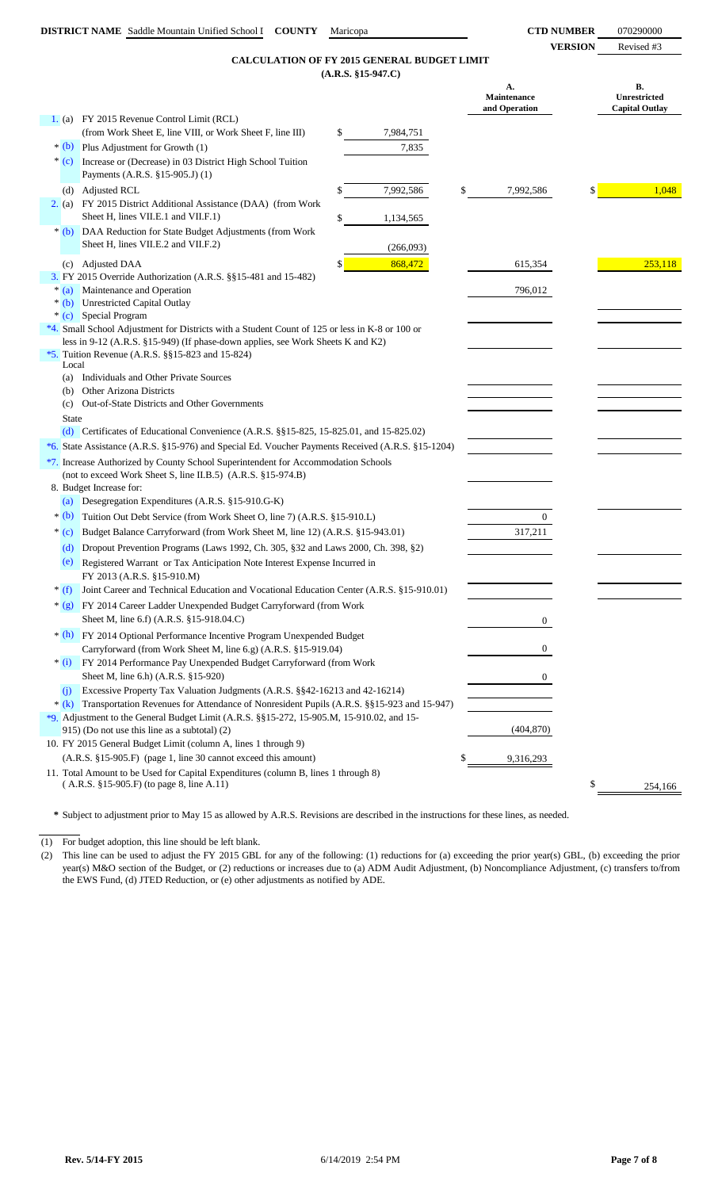**DISTRICT NAME** Saddle Mountain Unified School I **COUNTY** Maricopa **CTD NUMBER** 070290000

**VERSION** Revised #3

## CALCULATION OF FY 2015 GENERAL BUDGET LIMIT
### (A.R.S. §15-947.C)

| | | | A. Maintenance and Operation | B. Unrestricted Capital Outlay |
|---|---|---|---|---|
| 1. (a) | FY 2015 Revenue Control Limit (RCL) (from Work Sheet E, line VIII, or Work Sheet F, line III) | $ 7,984,751 | | |
| * (b) | Plus Adjustment for Growth (1) | 7,835 | | |
| * (c) | Increase or (Decrease) in 03 District High School Tuition Payments (A.R.S. §15-905.J) (1) | | | |
| (d) | Adjusted RCL | $ 7,992,586 | $ 7,992,586 | $ 1,048 |
| 2. (a) | FY 2015 District Additional Assistance (DAA) (from Work Sheet H, lines VII.E.1 and VII.F.1) | $ 1,134,565 | | |
| * (b) | DAA Reduction for State Budget Adjustments (from Work Sheet H, lines VII.E.2 and VII.F.2) | (266,093) | | |
| (c) | Adjusted DAA | $ 868,472 | 615,354 | 253,118 |
| 3. | FY 2015 Override Authorization (A.R.S. §§15-481 and 15-482) | | | |
| * (a) | Maintenance and Operation | | 796,012 | |
| * (b) | Unrestricted Capital Outlay | | | |
| * (c) | Special Program | | | |
| *4. | Small School Adjustment for Districts with a Student Count of 125 or less in K-8 or 100 or less in 9-12 (A.R.S. §15-949) (If phase-down applies, see Work Sheets K and K2) | | | |
| *5. | Tuition Revenue (A.R.S. §§15-823 and 15-824) | | | |
| | Local | | | |
| (a) | Individuals and Other Private Sources | | | |
| (b) | Other Arizona Districts | | | |
| (c) | Out-of-State Districts and Other Governments | | | |
| | State | | | |
| (d) | Certificates of Educational Convenience (A.R.S. §§15-825, 15-825.01, and 15-825.02) | | | |
| *6. | State Assistance (A.R.S. §15-976) and Special Ed. Voucher Payments Received (A.R.S. §15-1204) | | | |
| *7. | Increase Authorized by County School Superintendent for Accommodation Schools (not to exceed Work Sheet S, line II.B.5) (A.R.S. §15-974.B) | | | |
| 8. | Budget Increase for: | | | |
| (a) | Desegregation Expenditures (A.R.S. §15-910.G-K) | | | |
| * (b) | Tuition Out Debt Service (from Work Sheet O, line 7) (A.R.S. §15-910.L) | | 0 | |
| * (c) | Budget Balance Carryforward (from Work Sheet M, line 12) (A.R.S. §15-943.01) | | 317,211 | |
| (d) | Dropout Prevention Programs (Laws 1992, Ch. 305, §32 and Laws 2000, Ch. 398, §2) | | | |
| (e) | Registered Warrant or Tax Anticipation Note Interest Expense Incurred in FY 2013 (A.R.S. §15-910.M) | | | |
| * (f) | Joint Career and Technical Education and Vocational Education Center (A.R.S. §15-910.01) | | | |
| * (g) | FY 2014 Career Ladder Unexpended Budget Carryforward (from Work Sheet M, line 6.f) (A.R.S. §15-918.04.C) | | 0 | |
| * (h) | FY 2014 Optional Performance Incentive Program Unexpended Budget Carryforward (from Work Sheet M, line 6.g) (A.R.S. §15-919.04) | | 0 | |
| * (i) | FY 2014 Performance Pay Unexpended Budget Carryforward (from Work Sheet M, line 6.h) (A.R.S. §15-920) | | 0 | |
| (j) | Excessive Property Tax Valuation Judgments (A.R.S. §§42-16213 and 42-16214) | | | |
| * (k) | Transportation Revenues for Attendance of Nonresident Pupils (A.R.S. §§15-923 and 15-947) | | | |
| *9. | Adjustment to the General Budget Limit (A.R.S. §§15-272, 15-905.M, 15-910.02, and 15-915) (Do not use this line as a subtotal) (2) | | (404,870) | |
| 10. | FY 2015 General Budget Limit (column A, lines 1 through 9) (A.R.S. §15-905.F) (page 1, line 30 cannot exceed this amount) | | $ 9,316,293 | |
| 11. | Total Amount to be Used for Capital Expenditures (column B, lines 1 through 8) (A.R.S. §15-905.F) (to page 8, line A.11) | | | $ 254,166 |

**\*** Subject to adjustment prior to May 15 as allowed by A.R.S. Revisions are described in the instructions for these lines, as needed.

(1) For budget adoption, this line should be left blank.

(2) This line can be used to adjust the FY 2015 GBL for any of the following: (1) reductions for (a) exceeding the prior year(s) GBL, (b) exceeding the prior year(s) M&O section of the Budget, or (2) reductions or increases due to (a) ADM Audit Adjustment, (b) Noncompliance Adjustment, (c) transfers to/from the EWS Fund, (d) JTED Reduction, or (e) other adjustments as notified by ADE.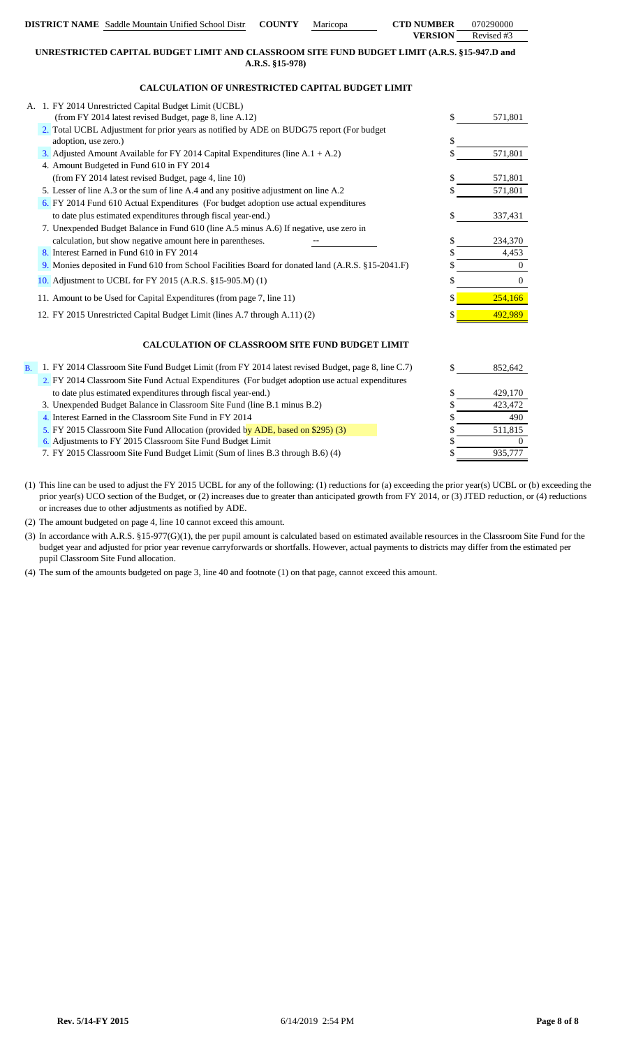**DISTRICT NAME** Saddle Mountain Unified School Distr **COUNTY** Maricopa **CTD NUMBER** 070290000
**VERSION** Revised #3

## UNRESTRICTED CAPITAL BUDGET LIMIT AND CLASSROOM SITE FUND BUDGET LIMIT (A.R.S. §15-947.D and A.R.S. §15-978)

### CALCULATION OF UNRESTRICTED CAPITAL BUDGET LIMIT

| | | |
|---|---|---|
| A. | 1. FY 2014 Unrestricted Capital Budget Limit (UCBL) (from FY 2014 latest revised Budget, page 8, line A.12) | $ 571,801 |
| | 2. Total UCBL Adjustment for prior years as notified by ADE on BUDG75 report (For budget adoption, use zero.) | $ |
| | 3. Adjusted Amount Available for FY 2014 Capital Expenditures (line A.1 + A.2) | $ 571,801 |
| | 4. Amount Budgeted in Fund 610 in FY 2014 (from FY 2014 latest revised Budget, page 4, line 10) | $ 571,801 |
| | 5. Lesser of line A.3 or the sum of line A.4 and any positive adjustment on line A.2 | $ 571,801 |
| | 6. FY 2014 Fund 610 Actual Expenditures (For budget adoption use actual expenditures to date plus estimated expenditures through fiscal year-end.) | $ 337,431 |
| | 7. Unexpended Budget Balance in Fund 610 (line A.5 minus A.6) If negative, use zero in calculation, but show negative amount here in parentheses. -- | $ 234,370 |
| | 8. Interest Earned in Fund 610 in FY 2014 | $ 4,453 |
| | 9. Monies deposited in Fund 610 from School Facilities Board for donated land (A.R.S. §15-2041.F) | $ 0 |
| | 10. Adjustment to UCBL for FY 2015 (A.R.S. §15-905.M) (1) | $ 0 |
| | 11. Amount to be Used for Capital Expenditures (from page 7, line 11) | $ 254,166 |
| | 12. FY 2015 Unrestricted Capital Budget Limit (lines A.7 through A.11) (2) | $ 492,989 |

### CALCULATION OF CLASSROOM SITE FUND BUDGET LIMIT

| | | |
|---|---|---|
| B. | 1. FY 2014 Classroom Site Fund Budget Limit (from FY 2014 latest revised Budget, page 8, line C.7) | $ 852,642 |
| | 2. FY 2014 Classroom Site Fund Actual Expenditures (For budget adoption use actual expenditures to date plus estimated expenditures through fiscal year-end.) | $ 429,170 |
| | 3. Unexpended Budget Balance in Classroom Site Fund (line B.1 minus B.2) | $ 423,472 |
| | 4. Interest Earned in the Classroom Site Fund in FY 2014 | $ 490 |
| | 5. FY 2015 Classroom Site Fund Allocation (provided by ADE, based on $295) (3) | $ 511,815 |
| | 6. Adjustments to FY 2015 Classroom Site Fund Budget Limit | $ 0 |
| | 7. FY 2015 Classroom Site Fund Budget Limit (Sum of lines B.3 through B.6) (4) | $ 935,777 |

(1) This line can be used to adjust the FY 2015 UCBL for any of the following: (1) reductions for (a) exceeding the prior year(s) UCBL or (b) exceeding the prior year(s) UCO section of the Budget, or (2) increases due to greater than anticipated growth from FY 2014, or (3) JTED reduction, or (4) reductions or increases due to other adjustments as notified by ADE.

(2) The amount budgeted on page 4, line 10 cannot exceed this amount.

(3) In accordance with A.R.S. §15-977(G)(1), the per pupil amount is calculated based on estimated available resources in the Classroom Site Fund for the budget year and adjusted for prior year revenue carryforwards or shortfalls. However, actual payments to districts may differ from the estimated per pupil Classroom Site Fund allocation.

(4) The sum of the amounts budgeted on page 3, line 40 and footnote (1) on that page, cannot exceed this amount.

Rev. 5/14-FY 2015 6/14/2019 2:54 PM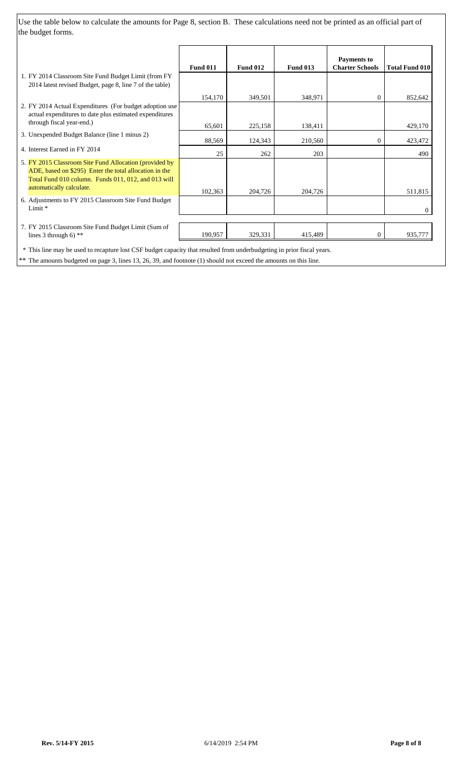Use the table below to calculate the amounts for Page 8, section B. These calculations need not be printed as an official part of the budget forms.

| | Fund 011 | Fund 012 | Fund 013 | Payments to Charter Schools | Total Fund 010 |
|---|---|---|---|---|---|
| 1. FY 2014 Classroom Site Fund Budget Limit (from FY 2014 latest revised Budget, page 8, line 7 of the table) | 154,170 | 349,501 | 348,971 | 0 | 852,642 |
| 2. FY 2014 Actual Expenditures (For budget adoption use actual expenditures to date plus estimated expenditures through fiscal year-end.) | 65,601 | 225,158 | 138,411 | | 429,170 |
| 3. Unexpended Budget Balance (line 1 minus 2) | 88,569 | 124,343 | 210,560 | 0 | 423,472 |
| 4. Interest Earned in FY 2014 | 25 | 262 | 203 | | 490 |
| 5. FY 2015 Classroom Site Fund Allocation (provided by ADE, based on $295) Enter the total allocation in the Total Fund 010 column. Funds 011, 012, and 013 will automatically calculate. | 102,363 | 204,726 | 204,726 | | 511,815 |
| 6. Adjustments to FY 2015 Classroom Site Fund Budget Limit * | | | | | 0 |
| 7. FY 2015 Classroom Site Fund Budget Limit (Sum of lines 3 through 6) ** | 190,957 | 329,331 | 415,489 | 0 | 935,777 |

\* This line may be used to recapture lost CSF budget capacity that resulted from underbudgeting in prior fiscal years.

** The amounts budgeted on page 3, lines 13, 26, 39, and footnote (1) should not exceed the amounts on this line.

Rev. 5/14-FY 2015 6/14/2019 2:54 PM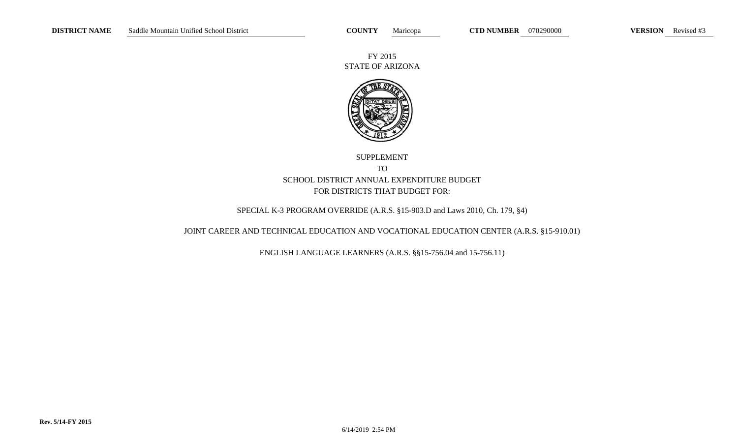**DISTRICT NAME** Saddle Mountain Unified School District **COUNTY** Maricopa **CTD NUMBER** 070290000 **VERSION** Revised #3

FY 2015
STATE OF ARIZONA

SUPPLEMENT
TO
SCHOOL DISTRICT ANNUAL EXPENDITURE BUDGET
FOR DISTRICTS THAT BUDGET FOR:

SPECIAL K-3 PROGRAM OVERRIDE (A.R.S. §15-903.D and Laws 2010, Ch. 179, §4)

JOINT CAREER AND TECHNICAL EDUCATION AND VOCATIONAL EDUCATION CENTER (A.R.S. §15-910.01)

ENGLISH LANGUAGE LEARNERS (A.R.S. §§15-756.04 and 15-756.11)

Rev. 5/14-FY 2015

6/14/2019 2:54 PM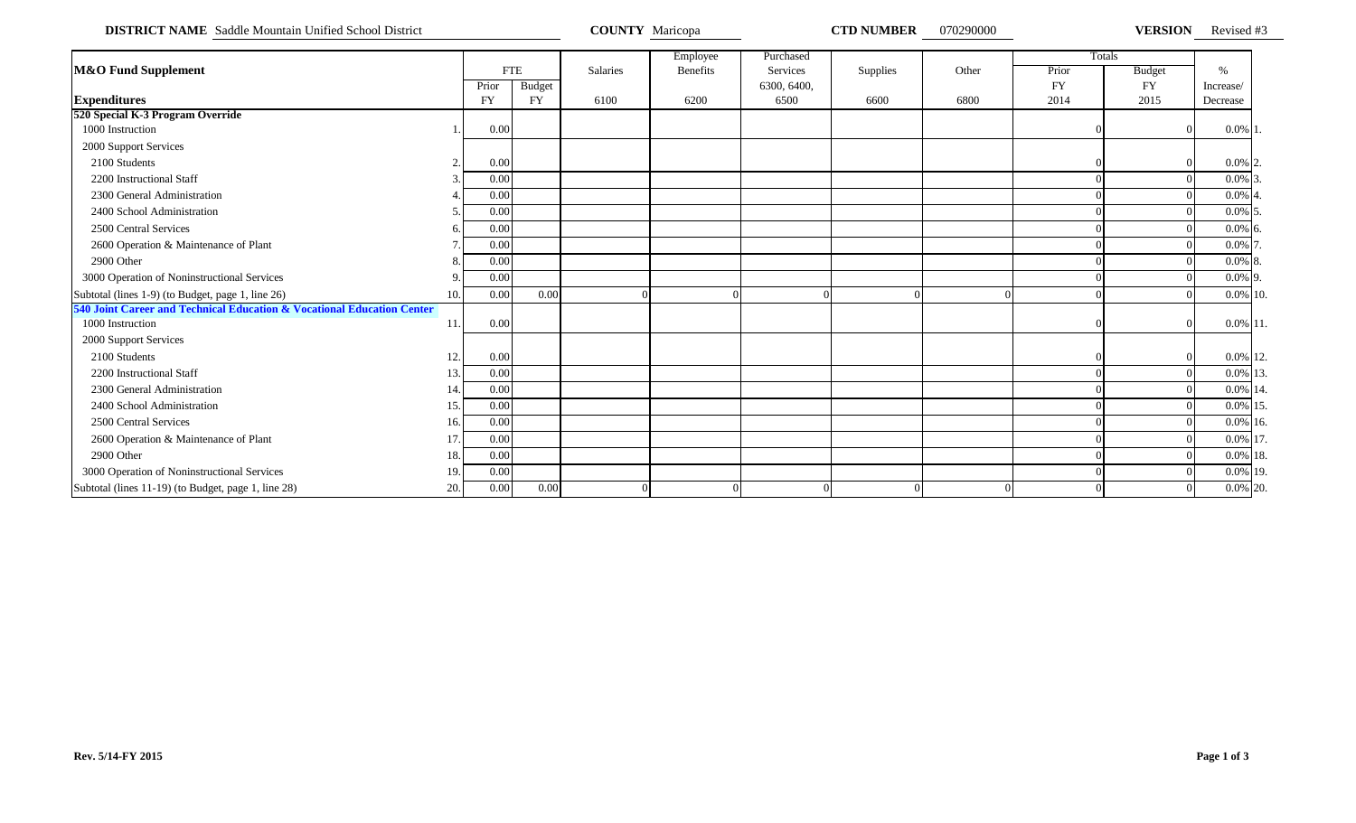**DISTRICT NAME** Saddle Mountain Unified School District **COUNTY** Maricopa **CTD NUMBER** 070290000 **VERSION** Revised #3

| M&O Fund Supplement | | FTE | | Salaries | Employee Benefits | Purchased Services | Supplies | Other | Totals | | % |
|---|---|---|---|---|---|---|---|---|---|---|---|
| **Expenditures** | | Prior FY | Budget FY | 6100 | 6200 | 6300, 6400, 6500 | 6600 | 6800 | Prior FY 2014 | Budget FY 2015 | Increase/ Decrease |
| **520 Special K-3 Program Override** | | | | | | | | | | | |
| 1000 Instruction | 1. | 0.00 | | | | | | | 0 | 0 | 0.0% 1. |
| 2000 Support Services | | | | | | | | | | | |
| 2100 Students | 2. | 0.00 | | | | | | | 0 | 0 | 0.0% 2. |
| 2200 Instructional Staff | 3. | 0.00 | | | | | | | 0 | 0 | 0.0% 3. |
| 2300 General Administration | 4. | 0.00 | | | | | | | 0 | 0 | 0.0% 4. |
| 2400 School Administration | 5. | 0.00 | | | | | | | 0 | 0 | 0.0% 5. |
| 2500 Central Services | 6. | 0.00 | | | | | | | 0 | 0 | 0.0% 6. |
| 2600 Operation & Maintenance of Plant | 7. | 0.00 | | | | | | | 0 | 0 | 0.0% 7. |
| 2900 Other | 8. | 0.00 | | | | | | | 0 | 0 | 0.0% 8. |
| 3000 Operation of Noninstructional Services | 9. | 0.00 | | | | | | | 0 | 0 | 0.0% 9. |
| Subtotal (lines 1-9) (to Budget, page 1, line 26) | 10. | 0.00 | 0.00 | 0 | 0 | 0 | 0 | 0 | 0 | 0 | 0.0% 10. |
| **540 Joint Career and Technical Education & Vocational Education Center** | | | | | | | | | | | |
| 1000 Instruction | 11. | 0.00 | | | | | | | 0 | 0 | 0.0% 11. |
| 2000 Support Services | | | | | | | | | | | |
| 2100 Students | 12. | 0.00 | | | | | | | 0 | 0 | 0.0% 12. |
| 2200 Instructional Staff | 13. | 0.00 | | | | | | | 0 | 0 | 0.0% 13. |
| 2300 General Administration | 14. | 0.00 | | | | | | | 0 | 0 | 0.0% 14. |
| 2400 School Administration | 15. | 0.00 | | | | | | | 0 | 0 | 0.0% 15. |
| 2500 Central Services | 16. | 0.00 | | | | | | | 0 | 0 | 0.0% 16. |
| 2600 Operation & Maintenance of Plant | 17. | 0.00 | | | | | | | 0 | 0 | 0.0% 17. |
| 2900 Other | 18. | 0.00 | | | | | | | 0 | 0 | 0.0% 18. |
| 3000 Operation of Noninstructional Services | 19. | 0.00 | | | | | | | 0 | 0 | 0.0% 19. |
| Subtotal (lines 11-19) (to Budget, page 1, line 28) | 20. | 0.00 | 0.00 | 0 | 0 | 0 | 0 | 0 | 0 | 0 | 0.0% 20. |

**Rev. 5/14-FY 2015**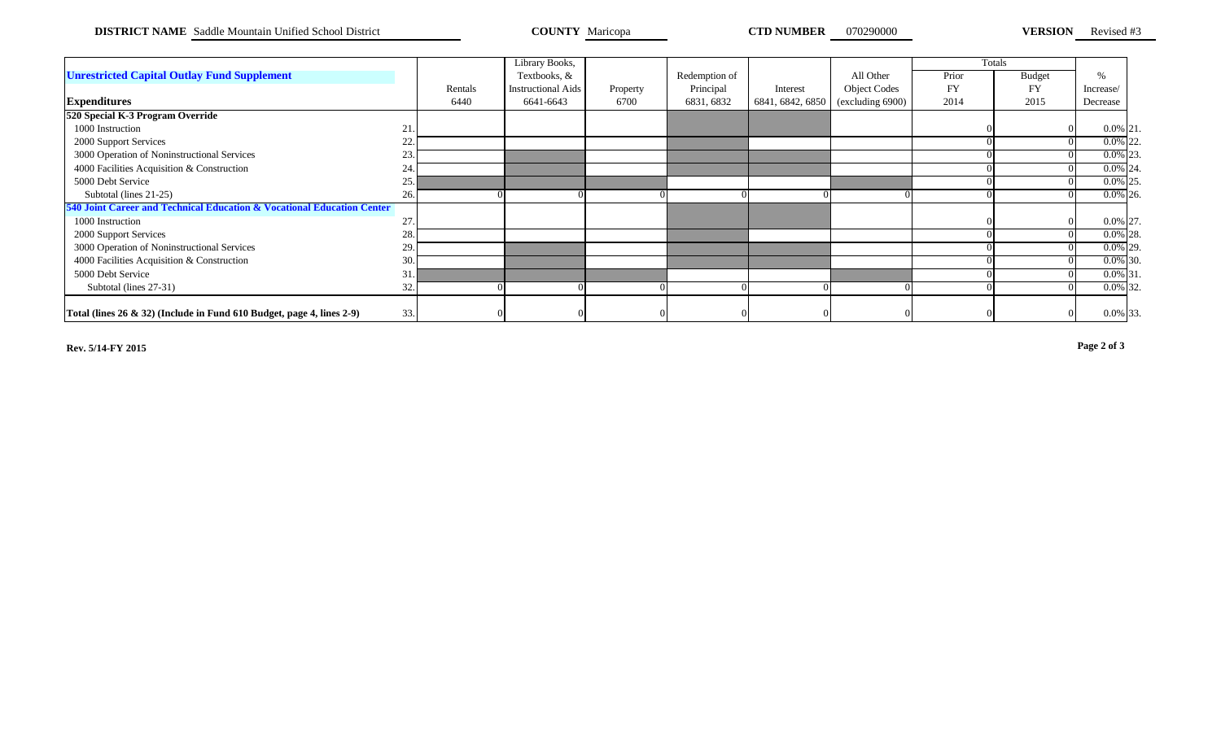**DISTRICT NAME** Saddle Mountain Unified School District **COUNTY** Maricopa **CTD NUMBER** 070290000 **VERSION** Revised #3

| **Unrestricted Capital Outlay Fund Supplement** | | Rentals | Library Books, Textbooks, & Instructional Aids | Property | Redemption of Principal | Interest | All Other Object Codes | Totals | | % |
|---|---|---|---|---|---|---|---|---|---|---|
| **Expenditures** | | 6440 | 6641-6643 | 6700 | 6831, 6832 | 6841, 6842, 6850 | (excluding 6900) | Prior FY 2014 | Budget FY 2015 | Increase/ Decrease |
| **520 Special K-3 Program Override** | | | | | | | | | | |
| 1000 Instruction | 21. | | | | | | | 0 | 0 | 0.0% 21. |
| 2000 Support Services | 22. | | | | | | | 0 | 0 | 0.0% 22. |
| 3000 Operation of Noninstructional Services | 23. | | | | | | | 0 | 0 | 0.0% 23. |
| 4000 Facilities Acquisition & Construction | 24. | | | | | | | 0 | 0 | 0.0% 24. |
| 5000 Debt Service | 25. | | | | | | | 0 | 0 | 0.0% 25. |
| Subtotal (lines 21-25) | 26. | 0 | 0 | 0 | 0 | 0 | 0 | 0 | 0 | 0.0% 26. |
| **540 Joint Career and Technical Education & Vocational Education Center** | | | | | | | | | | |
| 1000 Instruction | 27. | | | | | | | 0 | 0 | 0.0% 27. |
| 2000 Support Services | 28. | | | | | | | 0 | 0 | 0.0% 28. |
| 3000 Operation of Noninstructional Services | 29. | | | | | | | 0 | 0 | 0.0% 29. |
| 4000 Facilities Acquisition & Construction | 30. | | | | | | | 0 | 0 | 0.0% 30. |
| 5000 Debt Service | 31. | | | | | | | 0 | 0 | 0.0% 31. |
| Subtotal (lines 27-31) | 32. | 0 | 0 | 0 | 0 | 0 | 0 | 0 | 0 | 0.0% 32. |
| **Total (lines 26 & 32) (Include in Fund 610 Budget, page 4, lines 2-9)** | 33. | 0 | 0 | 0 | 0 | 0 | 0 | 0 | 0 | 0.0% 33. |

**Rev. 5/14-FY 2015**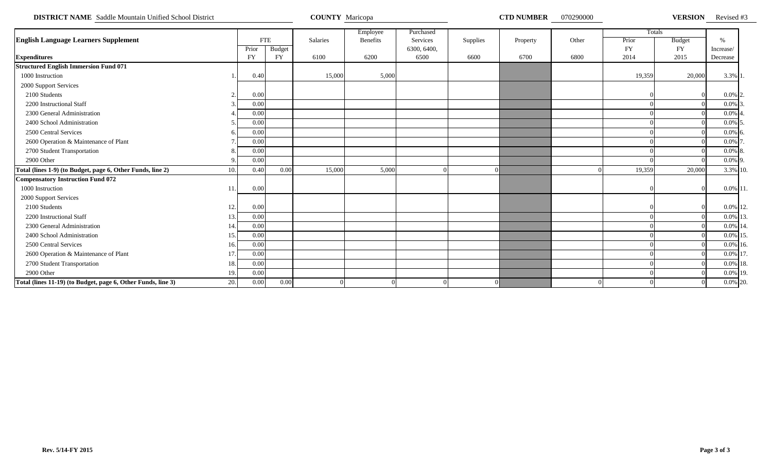**DISTRICT NAME** Saddle Mountain Unified School District **COUNTY** Maricopa **CTD NUMBER** 070290000 **VERSION** Revised #3

| English Language Learners Supplement | | FTE | | Salaries | Employee Benefits | Purchased Services | Supplies | Property | Other | Totals | | % | |
|---|---|---|---|---|---|---|---|---|---|---|---|---|---|
| | | Prior | Budget | | | 6300, 6400, | | | | Prior | Budget | Increase/ | |
| **Expenditures** | | FY | FY | 6100 | 6200 | 6500 | 6600 | 6700 | 6800 | FY 2014 | FY 2015 | Decrease | |
| **Structured English Immersion Fund 071** | | | | | | | | | | | | | |
| 1000 Instruction | 1. | 0.40 | | 15,000 | 5,000 | | | | | 19,359 | 20,000 | 3.3% | 1. |
| 2000 Support Services | | | | | | | | | | | | | |
| 2100 Students | 2. | 0.00 | | | | | | | | 0 | 0 | 0.0% | 2. |
| 2200 Instructional Staff | 3. | 0.00 | | | | | | | | 0 | 0 | 0.0% | 3. |
| 2300 General Administration | 4. | 0.00 | | | | | | | | 0 | 0 | 0.0% | 4. |
| 2400 School Administration | 5. | 0.00 | | | | | | | | 0 | 0 | 0.0% | 5. |
| 2500 Central Services | 6. | 0.00 | | | | | | | | 0 | 0 | 0.0% | 6. |
| 2600 Operation & Maintenance of Plant | 7. | 0.00 | | | | | | | | 0 | 0 | 0.0% | 7. |
| 2700 Student Transportation | 8. | 0.00 | | | | | | | | 0 | 0 | 0.0% | 8. |
| 2900 Other | 9. | 0.00 | | | | | | | | 0 | 0 | 0.0% | 9. |
| **Total (lines 1-9) (to Budget, page 6, Other Funds, line 2)** | 10. | 0.40 | 0.00 | 15,000 | 5,000 | 0 | 0 | | 0 | 19,359 | 20,000 | 3.3% | 10. |
| **Compensatory Instruction Fund 072** | | | | | | | | | | | | | |
| 1000 Instruction | 11. | 0.00 | | | | | | | | 0 | 0 | 0.0% | 11. |
| 2000 Support Services | | | | | | | | | | | | | |
| 2100 Students | 12. | 0.00 | | | | | | | | 0 | 0 | 0.0% | 12. |
| 2200 Instructional Staff | 13. | 0.00 | | | | | | | | 0 | 0 | 0.0% | 13. |
| 2300 General Administration | 14. | 0.00 | | | | | | | | 0 | 0 | 0.0% | 14. |
| 2400 School Administration | 15. | 0.00 | | | | | | | | 0 | 0 | 0.0% | 15. |
| 2500 Central Services | 16. | 0.00 | | | | | | | | 0 | 0 | 0.0% | 16. |
| 2600 Operation & Maintenance of Plant | 17. | 0.00 | | | | | | | | 0 | 0 | 0.0% | 17. |
| 2700 Student Transportation | 18. | 0.00 | | | | | | | | 0 | 0 | 0.0% | 18. |
| 2900 Other | 19. | 0.00 | | | | | | | | 0 | 0 | 0.0% | 19. |
| **Total (lines 11-19) (to Budget, page 6, Other Funds, line 3)** | 20. | 0.00 | 0.00 | 0 | 0 | 0 | 0 | | 0 | 0 | 0 | 0.0% | 20. |

**Rev. 5/14-FY 2015**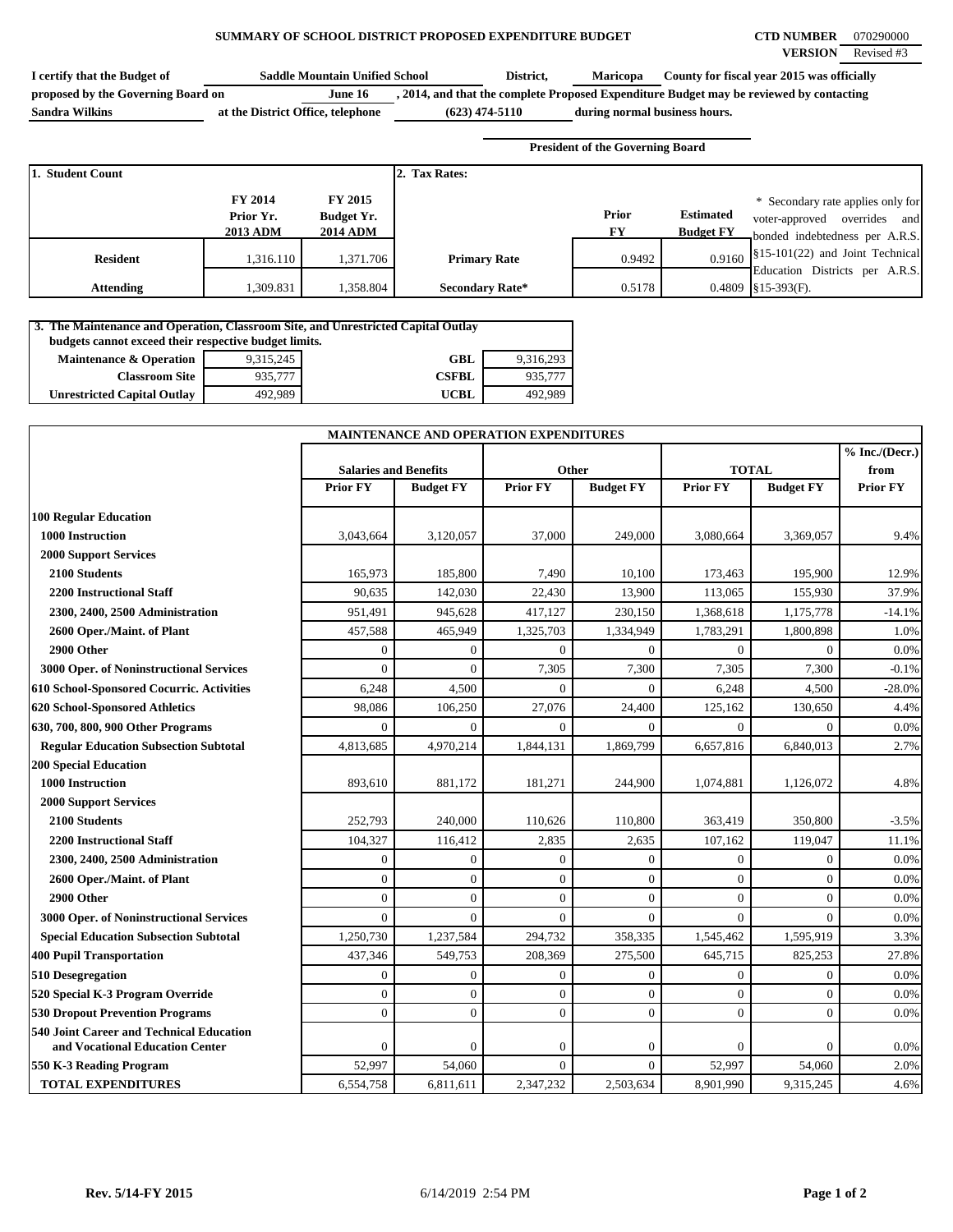# SUMMARY OF SCHOOL DISTRICT PROPOSED EXPENDITURE BUDGET

**CTD NUMBER** 070290000
**VERSION** Revised #3

**I certify that the Budget of** Saddle Mountain Unified School **District,** Maricopa **County for fiscal year 2015 was officially proposed by the Governing Board on** June 16 **, 2014, and that the complete Proposed Expenditure Budget may be reviewed by contacting** Sandra Wilkins **at the District Office, telephone** (623) 474-5110 **during normal business hours.**

**President of the Governing Board**

| 1. Student Count | FY 2014 Prior Yr. 2013 ADM | FY 2015 Budget Yr. 2014 ADM | 2. Tax Rates: | Prior FY | Estimated Budget FY |
|---|---|---|---|---|---|
| Resident | 1,316.110 | 1,371.706 | Primary Rate | 0.9492 | 0.9160 |
| Attending | 1,309.831 | 1,358.804 | Secondary Rate* | 0.5178 | 0.4809 |

\* Secondary rate applies only for voter-approved overrides and bonded indebtedness per A.R.S. §15-101(22) and Joint Technical Education Districts per A.R.S. §15-393(F).

**3. The Maintenance and Operation, Classroom Site, and Unrestricted Capital Outlay budgets cannot exceed their respective budget limits.**

| | | | |
|---|---|---|---|
| Maintenance & Operation | 9,315,245 | GBL | 9,316,293 |
| Classroom Site | 935,777 | CSFBL | 935,777 |
| Unrestricted Capital Outlay | 492,989 | UCBL | 492,989 |

| MAINTENANCE AND OPERATION EXPENDITURES | Salaries and Benefits | | Other | | TOTAL | | % Inc./(Decr.) from |
|---|---|---|---|---|---|---|---|
| | Prior FY | Budget FY | Prior FY | Budget FY | Prior FY | Budget FY | Prior FY |
| **100 Regular Education** | | | | | | | |
| 1000 Instruction | 3,043,664 | 3,120,057 | 37,000 | 249,000 | 3,080,664 | 3,369,057 | 9.4% |
| 2000 Support Services | | | | | | | |
| 2100 Students | 165,973 | 185,800 | 7,490 | 10,100 | 173,463 | 195,900 | 12.9% |
| 2200 Instructional Staff | 90,635 | 142,030 | 22,430 | 13,900 | 113,065 | 155,930 | 37.9% |
| 2300, 2400, 2500 Administration | 951,491 | 945,628 | 417,127 | 230,150 | 1,368,618 | 1,175,778 | -14.1% |
| 2600 Oper./Maint. of Plant | 457,588 | 465,949 | 1,325,703 | 1,334,949 | 1,783,291 | 1,800,898 | 1.0% |
| 2900 Other | 0 | 0 | 0 | 0 | 0 | 0 | 0.0% |
| 3000 Oper. of Noninstructional Services | 0 | 0 | 7,305 | 7,300 | 7,305 | 7,300 | -0.1% |
| 610 School-Sponsored Cocurric. Activities | 6,248 | 4,500 | 0 | 0 | 6,248 | 4,500 | -28.0% |
| 620 School-Sponsored Athletics | 98,086 | 106,250 | 27,076 | 24,400 | 125,162 | 130,650 | 4.4% |
| 630, 700, 800, 900 Other Programs | 0 | 0 | 0 | 0 | 0 | 0 | 0.0% |
| Regular Education Subsection Subtotal | 4,813,685 | 4,970,214 | 1,844,131 | 1,869,799 | 6,657,816 | 6,840,013 | 2.7% |
| **200 Special Education** | | | | | | | |
| 1000 Instruction | 893,610 | 881,172 | 181,271 | 244,900 | 1,074,881 | 1,126,072 | 4.8% |
| 2000 Support Services | | | | | | | |
| 2100 Students | 252,793 | 240,000 | 110,626 | 110,800 | 363,419 | 350,800 | -3.5% |
| 2200 Instructional Staff | 104,327 | 116,412 | 2,835 | 2,635 | 107,162 | 119,047 | 11.1% |
| 2300, 2400, 2500 Administration | 0 | 0 | 0 | 0 | 0 | 0 | 0.0% |
| 2600 Oper./Maint. of Plant | 0 | 0 | 0 | 0 | 0 | 0 | 0.0% |
| 2900 Other | 0 | 0 | 0 | 0 | 0 | 0 | 0.0% |
| 3000 Oper. of Noninstructional Services | 0 | 0 | 0 | 0 | 0 | 0 | 0.0% |
| Special Education Subsection Subtotal | 1,250,730 | 1,237,584 | 294,732 | 358,335 | 1,545,462 | 1,595,919 | 3.3% |
| 400 Pupil Transportation | 437,346 | 549,753 | 208,369 | 275,500 | 645,715 | 825,253 | 27.8% |
| 510 Desegregation | 0 | 0 | 0 | 0 | 0 | 0 | 0.0% |
| 520 Special K-3 Program Override | 0 | 0 | 0 | 0 | 0 | 0 | 0.0% |
| 530 Dropout Prevention Programs | 0 | 0 | 0 | 0 | 0 | 0 | 0.0% |
| 540 Joint Career and Technical Education and Vocational Education Center | 0 | 0 | 0 | 0 | 0 | 0 | 0.0% |
| 550 K-3 Reading Program | 52,997 | 54,060 | 0 | 0 | 52,997 | 54,060 | 2.0% |
| **TOTAL EXPENDITURES** | 6,554,758 | 6,811,611 | 2,347,232 | 2,503,634 | 8,901,990 | 9,315,245 | 4.6% |

Rev. 5/14-FY 2015 6/14/2019 2:54 PM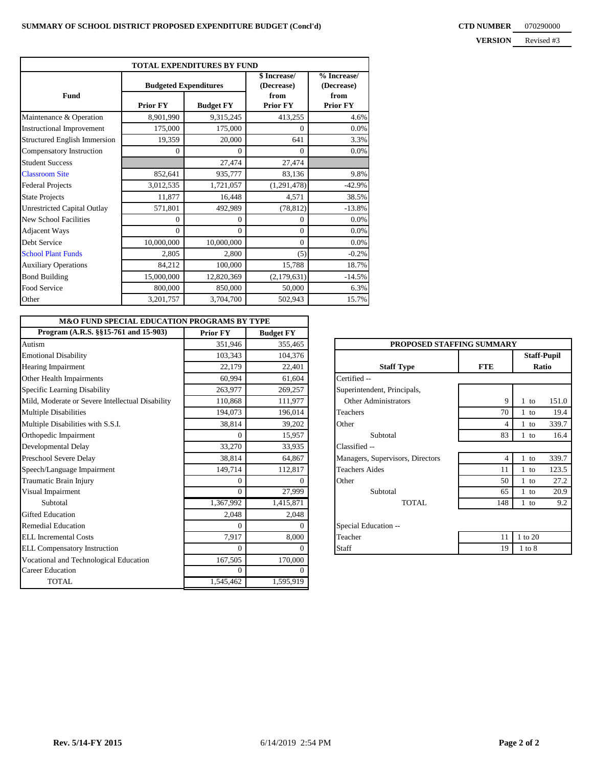**SUMMARY OF SCHOOL DISTRICT PROPOSED EXPENDITURE BUDGET (Concl'd)**

**CTD NUMBER** 070290000
**VERSION** Revised #3

| TOTAL EXPENDITURES BY FUND | | | | |
|---|---|---|---|---|
| **Fund** | **Budgeted Expenditures** | | **$ Increase/ (Decrease) from Prior FY** | **% Increase/ (Decrease) from Prior FY** |
| | **Prior FY** | **Budget FY** | | |
| Maintenance & Operation | 8,901,990 | 9,315,245 | 413,255 | 4.6% |
| Instructional Improvement | 175,000 | 175,000 | 0 | 0.0% |
| Structured English Immersion | 19,359 | 20,000 | 641 | 3.3% |
| Compensatory Instruction | 0 | 0 | 0 | 0.0% |
| Student Success | | 27,474 | 27,474 | |
| Classroom Site | 852,641 | 935,777 | 83,136 | 9.8% |
| Federal Projects | 3,012,535 | 1,721,057 | (1,291,478) | -42.9% |
| State Projects | 11,877 | 16,448 | 4,571 | 38.5% |
| Unrestricted Capital Outlay | 571,801 | 492,989 | (78,812) | -13.8% |
| New School Facilities | 0 | 0 | 0 | 0.0% |
| Adjacent Ways | 0 | 0 | 0 | 0.0% |
| Debt Service | 10,000,000 | 10,000,000 | 0 | 0.0% |
| School Plant Funds | 2,805 | 2,800 | (5) | -0.2% |
| Auxiliary Operations | 84,212 | 100,000 | 15,788 | 18.7% |
| Bond Building | 15,000,000 | 12,820,369 | (2,179,631) | -14.5% |
| Food Service | 800,000 | 850,000 | 50,000 | 6.3% |
| Other | 3,201,757 | 3,704,700 | 502,943 | 15.7% |

| M&O FUND SPECIAL EDUCATION PROGRAMS BY TYPE | | |
|---|---|---|
| **Program (A.R.S. §§15-761 and 15-903)** | **Prior FY** | **Budget FY** |
| Autism | 351,946 | 355,465 |
| Emotional Disability | 103,343 | 104,376 |
| Hearing Impairment | 22,179 | 22,401 |
| Other Health Impairments | 60,994 | 61,604 |
| Specific Learning Disability | 263,977 | 269,257 |
| Mild, Moderate or Severe Intellectual Disability | 110,868 | 111,977 |
| Multiple Disabilities | 194,073 | 196,014 |
| Multiple Disabilities with S.S.I. | 38,814 | 39,202 |
| Orthopedic Impairment | 0 | 15,957 |
| Developmental Delay | 33,270 | 33,935 |
| Preschool Severe Delay | 38,814 | 64,867 |
| Speech/Language Impairment | 149,714 | 112,817 |
| Traumatic Brain Injury | 0 | 0 |
| Visual Impairment | 0 | 27,999 |
| Subtotal | 1,367,992 | 1,415,871 |
| Gifted Education | 2,048 | 2,048 |
| Remedial Education | 0 | 0 |
| ELL Incremental Costs | 7,917 | 8,000 |
| ELL Compensatory Instruction | 0 | 0 |
| Vocational and Technological Education | 167,505 | 170,000 |
| Career Education | 0 | 0 |
| TOTAL | 1,545,462 | 1,595,919 |

| PROPOSED STAFFING SUMMARY | | |
|---|---|---|
| **Staff Type** | **FTE** | **Staff-Pupil Ratio** |
| Certified -- | | |
| Superintendent, Principals, Other Administrators | 9 | 1 to 151.0 |
| Teachers | 70 | 1 to 19.4 |
| Other | 4 | 1 to 339.7 |
| Subtotal | 83 | 1 to 16.4 |
| Classified -- | | |
| Managers, Supervisors, Directors | 4 | 1 to 339.7 |
| Teachers Aides | 11 | 1 to 123.5 |
| Other | 50 | 1 to 27.2 |
| Subtotal | 65 | 1 to 20.9 |
| TOTAL | 148 | 1 to 9.2 |
| Special Education -- | | |
| Teacher | 11 | 1 to 20 |
| Staff | 19 | 1 to 8 |

Rev. 5/14-FY 2015 6/14/2019 2:54 PM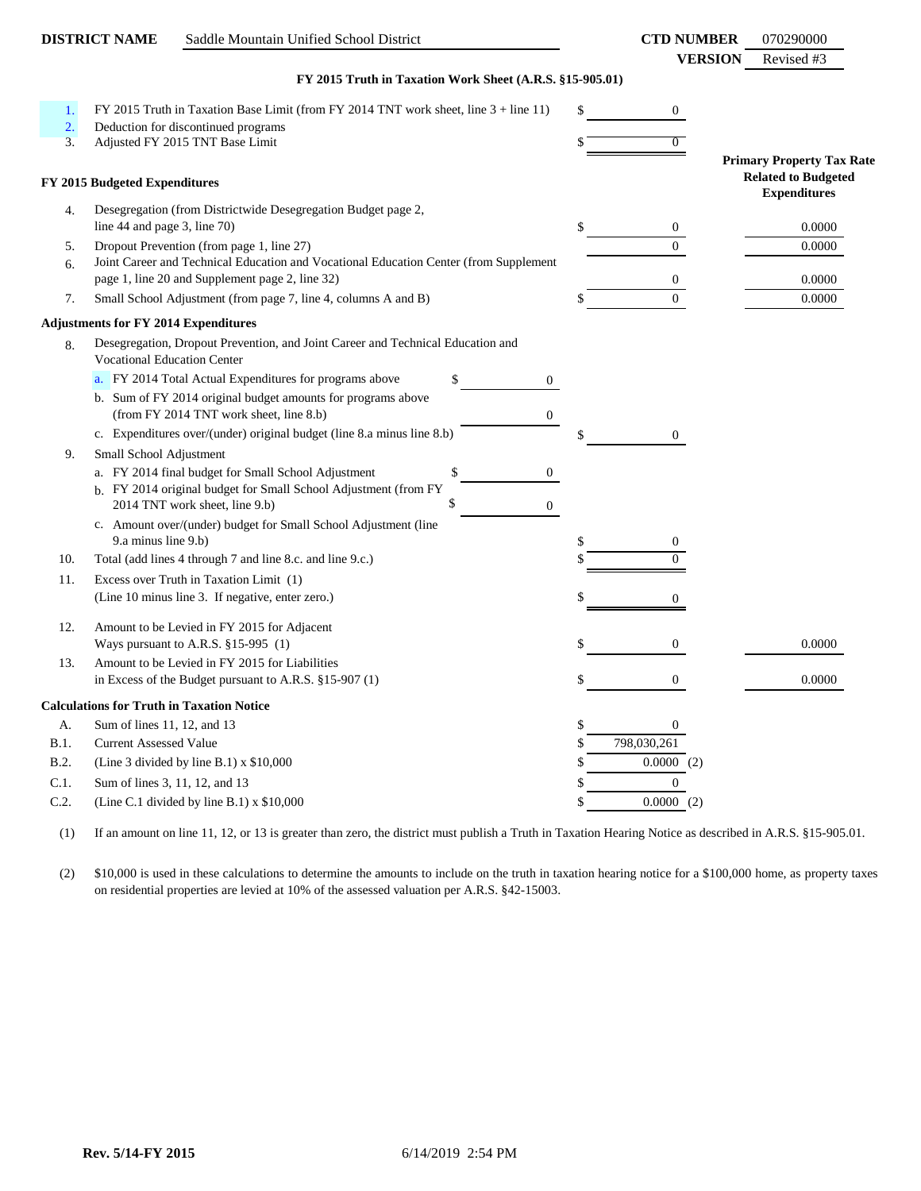**DISTRICT NAME** Saddle Mountain Unified School District

**CTD NUMBER** 070290000
**VERSION** Revised #3

### FY 2015 Truth in Taxation Work Sheet (A.R.S. §15-905.01)

| | | | Amount | Primary Property Tax Rate Related to Budgeted Expenditures |
|---|---|---|---|---|
| 1. | FY 2015 Truth in Taxation Base Limit (from FY 2014 TNT work sheet, line 3 + line 11) | | $ 0 | |
| 2. | Deduction for discontinued programs | | | |
| 3. | Adjusted FY 2015 TNT Base Limit | | $ 0 | |
| | **FY 2015 Budgeted Expenditures** | | | |
| 4. | Desegregation (from Districtwide Desegregation Budget page 2, line 44 and page 3, line 70) | | $ 0 | 0.0000 |
| 5. | Dropout Prevention (from page 1, line 27) | | 0 | 0.0000 |
| 6. | Joint Career and Technical Education and Vocational Education Center (from Supplement page 1, line 20 and Supplement page 2, line 32) | | 0 | 0.0000 |
| 7. | Small School Adjustment (from page 7, line 4, columns A and B) | | $ 0 | 0.0000 |
| | **Adjustments for FY 2014 Expenditures** | | | |
| 8. | Desegregation, Dropout Prevention, and Joint Career and Technical Education and Vocational Education Center | | | |
| | a. FY 2014 Total Actual Expenditures for programs above | $ 0 | | |
| | b. Sum of FY 2014 original budget amounts for programs above (from FY 2014 TNT work sheet, line 8.b) | 0 | | |
| | c. Expenditures over/(under) original budget (line 8.a minus line 8.b) | | $ 0 | |
| 9. | Small School Adjustment | | | |
| | a. FY 2014 final budget for Small School Adjustment | $ 0 | | |
| | b. FY 2014 original budget for Small School Adjustment (from FY 2014 TNT work sheet, line 9.b) | $ 0 | | |
| | c. Amount over/(under) budget for Small School Adjustment (line 9.a minus line 9.b) | | $ 0 | |
| 10. | Total (add lines 4 through 7 and line 8.c. and line 9.c.) | | $ 0 | |
| 11. | Excess over Truth in Taxation Limit (1) (Line 10 minus line 3. If negative, enter zero.) | | $ 0 | |
| 12. | Amount to be Levied in FY 2015 for Adjacent Ways pursuant to A.R.S. §15-995 (1) | | $ 0 | 0.0000 |
| 13. | Amount to be Levied in FY 2015 for Liabilities in Excess of the Budget pursuant to A.R.S. §15-907 (1) | | $ 0 | 0.0000 |

**Calculations for Truth in Taxation Notice**

| | | |
|---|---|---|
| A. | Sum of lines 11, 12, and 13 | $ 0 |
| B.1. | Current Assessed Value | $ 798,030,261 |
| B.2. | (Line 3 divided by line B.1) x $10,000 | $ 0.0000 (2) |
| C.1. | Sum of lines 3, 11, 12, and 13 | $ 0 |
| C.2. | (Line C.1 divided by line B.1) x $10,000 | $ 0.0000 (2) |

(1) If an amount on line 11, 12, or 13 is greater than zero, the district must publish a Truth in Taxation Hearing Notice as described in A.R.S. §15-905.01.

(2) $10,000 is used in these calculations to determine the amounts to include on the truth in taxation hearing notice for a $100,000 home, as property taxes on residential properties are levied at 10% of the assessed valuation per A.R.S. §42-15003.

**Rev. 5/14-FY 2015** 6/14/2019 2:54 PM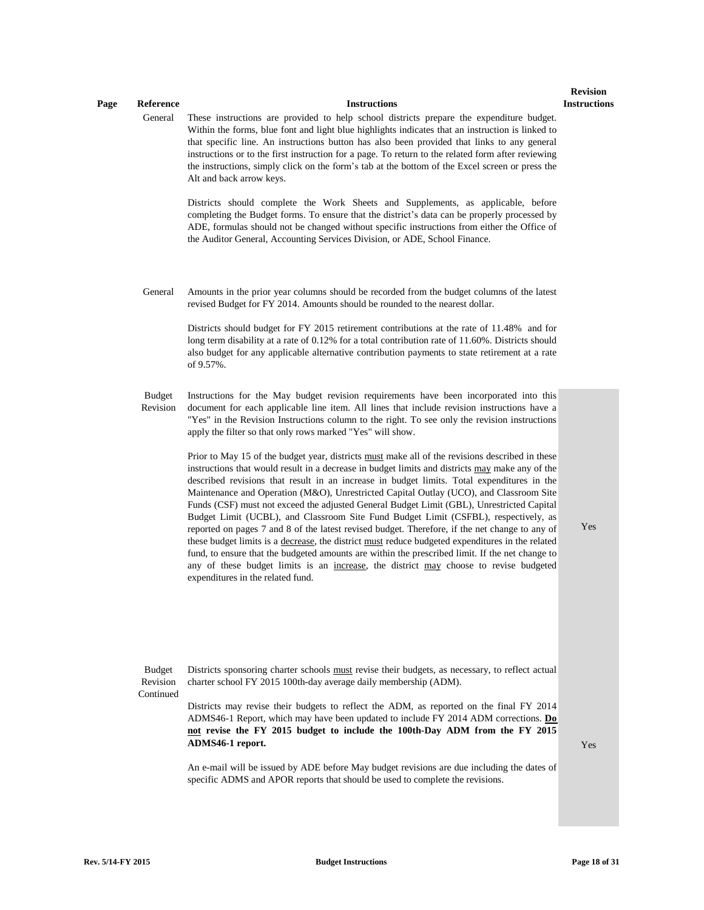| Page | Reference | Instructions | Revision Instructions |
|---|---|---|---|
| | General | These instructions are provided to help school districts prepare the expenditure budget. Within the forms, blue font and light blue highlights indicates that an instruction is linked to that specific line. An instructions button has also been provided that links to any general instructions or to the first instruction for a page. To return to the related form after reviewing the instructions, simply click on the form's tab at the bottom of the Excel screen or press the Alt and back arrow keys.<br><br>Districts should complete the Work Sheets and Supplements, as applicable, before completing the Budget forms. To ensure that the district's data can be properly processed by ADE, formulas should not be changed without specific instructions from either the Office of the Auditor General, Accounting Services Division, or ADE, School Finance. | |
| | General | Amounts in the prior year columns should be recorded from the budget columns of the latest revised Budget for FY 2014. Amounts should be rounded to the nearest dollar.<br><br>Districts should budget for FY 2015 retirement contributions at the rate of 11.48% and for long term disability at a rate of 0.12% for a total contribution rate of 11.60%. Districts should also budget for any applicable alternative contribution payments to state retirement at a rate of 9.57%. | |
| | Budget Revision | Instructions for the May budget revision requirements have been incorporated into this document for each applicable line item. All lines that include revision instructions have a "Yes" in the Revision Instructions column to the right. To see only the revision instructions apply the filter so that only rows marked "Yes" will show.<br><br>Prior to May 15 of the budget year, districts <u>must</u> make all of the revisions described in these instructions that would result in a decrease in budget limits and districts <u>may</u> make any of the described revisions that result in an increase in budget limits. Total expenditures in the Maintenance and Operation (M&O), Unrestricted Capital Outlay (UCO), and Classroom Site Funds (CSF) must not exceed the adjusted General Budget Limit (GBL), Unrestricted Capital Budget Limit (UCBL), and Classroom Site Fund Budget Limit (CSFBL), respectively, as reported on pages 7 and 8 of the latest revised budget. Therefore, if the net change to any of these budget limits is a <u>decrease</u>, the district <u>must</u> reduce budgeted expenditures in the related fund, to ensure that the budgeted amounts are within the prescribed limit. If the net change to any of these budget limits is an <u>increase</u>, the district <u>may</u> choose to revise budgeted expenditures in the related fund. | Yes |
| | Budget Revision Continued | Districts sponsoring charter schools <u>must</u> revise their budgets, as necessary, to reflect actual charter school FY 2015 100th-day average daily membership (ADM).<br><br>Districts may revise their budgets to reflect the ADM, as reported on the final FY 2014 ADMS46-1 Report, which may have been updated to include FY 2014 ADM corrections. **<u>Do not</u> revise the FY 2015 budget to include the 100th-Day ADM from the FY 2015 ADMS46-1 report.**<br><br>An e-mail will be issued by ADE before May budget revisions are due including the dates of specific ADMS and APOR reports that should be used to complete the revisions. | Yes |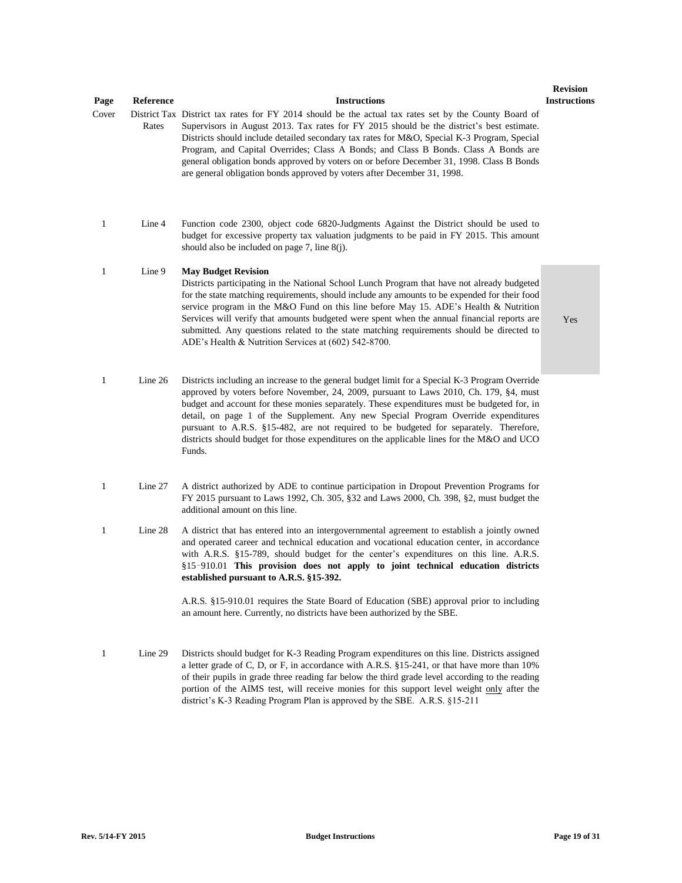| Page | Reference | Instructions | Revision Instructions |
|---|---|---|---|
| Cover | District Tax Rates | District tax rates for FY 2014 should be the actual tax rates set by the County Board of Supervisors in August 2013. Tax rates for FY 2015 should be the district's best estimate. Districts should include detailed secondary tax rates for M&O, Special K-3 Program, Special Program, and Capital Overrides; Class A Bonds; and Class B Bonds. Class A Bonds are general obligation bonds approved by voters on or before December 31, 1998. Class B Bonds are general obligation bonds approved by voters after December 31, 1998. | |
| 1 | Line 4 | Function code 2300, object code 6820-Judgments Against the District should be used to budget for excessive property tax valuation judgments to be paid in FY 2015. This amount should also be included on page 7, line 8(j). | |
| 1 | Line 9 | **May Budget Revision**<br>Districts participating in the National School Lunch Program that have not already budgeted for the state matching requirements, should include any amounts to be expended for their food service program in the M&O Fund on this line before May 15. ADE's Health & Nutrition Services will verify that amounts budgeted were spent when the annual financial reports are submitted. Any questions related to the state matching requirements should be directed to ADE's Health & Nutrition Services at (602) 542-8700. | Yes |
| 1 | Line 26 | Districts including an increase to the general budget limit for a Special K-3 Program Override approved by voters before November, 24, 2009, pursuant to Laws 2010, Ch. 179, §4, must budget and account for these monies separately. These expenditures must be budgeted for, in detail, on page 1 of the Supplement. Any new Special Program Override expenditures pursuant to A.R.S. §15-482, are not required to be budgeted for separately. Therefore, districts should budget for those expenditures on the applicable lines for the M&O and UCO Funds. | |
| 1 | Line 27 | A district authorized by ADE to continue participation in Dropout Prevention Programs for FY 2015 pursuant to Laws 1992, Ch. 305, §32 and Laws 2000, Ch. 398, §2, must budget the additional amount on this line. | |
| 1 | Line 28 | A district that has entered into an intergovernmental agreement to establish a jointly owned and operated career and technical education and vocational education center, in accordance with A.R.S. §15-789, should budget for the center's expenditures on this line. A.R.S. §15-910.01 **This provision does not apply to joint technical education districts established pursuant to A.R.S. §15-392.**<br><br>A.R.S. §15-910.01 requires the State Board of Education (SBE) approval prior to including an amount here. Currently, no districts have been authorized by the SBE. | |
| 1 | Line 29 | Districts should budget for K-3 Reading Program expenditures on this line. Districts assigned a letter grade of C, D, or F, in accordance with A.R.S. §15-241, or that have more than 10% of their pupils in grade three reading far below the third grade level according to the reading portion of the AIMS test, will receive monies for this support level weight <u>only</u> after the district's K-3 Reading Program Plan is approved by the SBE. A.R.S. §15-211 | |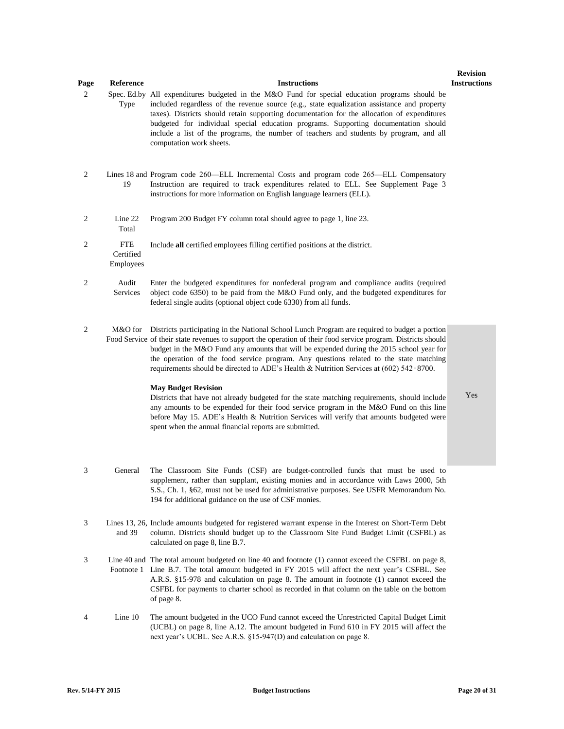| Page | Reference | Instructions | Revision Instructions |
|---|---|---|---|
| 2 | Spec. Ed.by Type | All expenditures budgeted in the M&O Fund for special education programs should be included regardless of the revenue source (e.g., state equalization assistance and property taxes). Districts should retain supporting documentation for the allocation of expenditures budgeted for individual special education programs. Supporting documentation should include a list of the programs, the number of teachers and students by program, and all computation work sheets. | |
| 2 | Lines 18 and 19 | Program code 260—ELL Incremental Costs and program code 265—ELL Compensatory Instruction are required to track expenditures related to ELL. See Supplement Page 3 instructions for more information on English language learners (ELL). | |
| 2 | Line 22 Total | Program 200 Budget FY column total should agree to page 1, line 23. | |
| 2 | FTE Certified Employees | Include **all** certified employees filling certified positions at the district. | |
| 2 | Audit Services | Enter the budgeted expenditures for nonfederal program and compliance audits (required object code 6350) to be paid from the M&O Fund only, and the budgeted expenditures for federal single audits (optional object code 6330) from all funds. | |
| 2 | M&O for Food Service | Districts participating in the National School Lunch Program are required to budget a portion of their state revenues to support the operation of their food service program. Districts should budget in the M&O Fund any amounts that will be expended during the 2015 school year for the operation of the food service program. Any questions related to the state matching requirements should be directed to ADE's Health & Nutrition Services at (602) 542-8700.<br><br>**May Budget Revision**<br>Districts that have not already budgeted for the state matching requirements, should include any amounts to be expended for their food service program in the M&O Fund on this line before May 15. ADE's Health & Nutrition Services will verify that amounts budgeted were spent when the annual financial reports are submitted. | Yes |
| 3 | General | The Classroom Site Funds (CSF) are budget-controlled funds that must be used to supplement, rather than supplant, existing monies and in accordance with Laws 2000, 5th S.S., Ch. 1, §62, must not be used for administrative purposes. See USFR Memorandum No. 194 for additional guidance on the use of CSF monies. | |
| 3 | Lines 13, 26, and 39 | Include amounts budgeted for registered warrant expense in the Interest on Short-Term Debt column. Districts should budget up to the Classroom Site Fund Budget Limit (CSFBL) as calculated on page 8, line B.7. | |
| 3 | Line 40 and Footnote 1 | The total amount budgeted on line 40 and footnote (1) cannot exceed the CSFBL on page 8, Line B.7. The total amount budgeted in FY 2015 will affect the next year's CSFBL. See A.R.S. §15-978 and calculation on page 8. The amount in footnote (1) cannot exceed the CSFBL for payments to charter school as recorded in that column on the table on the bottom of page 8. | |
| 4 | Line 10 | The amount budgeted in the UCO Fund cannot exceed the Unrestricted Capital Budget Limit (UCBL) on page 8, line A.12. The amount budgeted in Fund 610 in FY 2015 will affect the next year's UCBL. See A.R.S. §15-947(D) and calculation on page 8. | |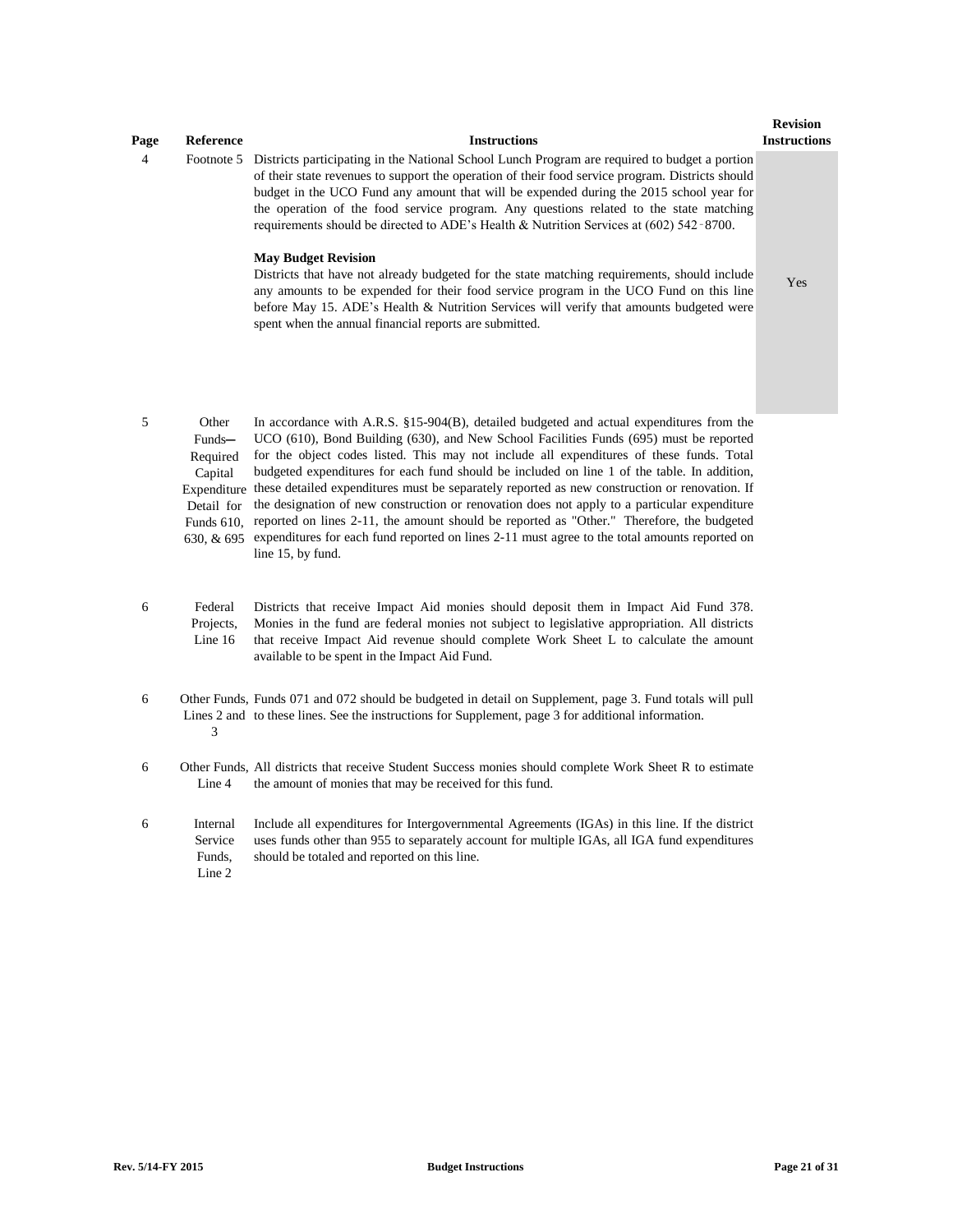| Page | Reference | Instructions | Revision Instructions |
|---|---|---|---|
| 4 | Footnote 5 | Districts participating in the National School Lunch Program are required to budget a portion of their state revenues to support the operation of their food service program. Districts should budget in the UCO Fund any amount that will be expended during the 2015 school year for the operation of the food service program. Any questions related to the state matching requirements should be directed to ADE's Health & Nutrition Services at (602) 542‑8700.<br><br>**May Budget Revision**<br>Districts that have not already budgeted for the state matching requirements, should include any amounts to be expended for their food service program in the UCO Fund on this line before May 15. ADE's Health & Nutrition Services will verify that amounts budgeted were spent when the annual financial reports are submitted. | Yes |
| 5 | Other Funds—Required Capital Expenditure Detail for Funds 610, 630, & 695 | In accordance with A.R.S. §15-904(B), detailed budgeted and actual expenditures from the UCO (610), Bond Building (630), and New School Facilities Funds (695) must be reported for the object codes listed. This may not include all expenditures of these funds. Total budgeted expenditures for each fund should be included on line 1 of the table. In addition, these detailed expenditures must be separately reported as new construction or renovation. If the designation of new construction or renovation does not apply to a particular expenditure reported on lines 2-11, the amount should be reported as "Other." Therefore, the budgeted expenditures for each fund reported on lines 2-11 must agree to the total amounts reported on line 15, by fund. | |
| 6 | Federal Projects, Line 16 | Districts that receive Impact Aid monies should deposit them in Impact Aid Fund 378. Monies in the fund are federal monies not subject to legislative appropriation. All districts that receive Impact Aid revenue should complete Work Sheet L to calculate the amount available to be spent in the Impact Aid Fund. | |
| 6 | Other Funds, Lines 2 and 3 | Funds 071 and 072 should be budgeted in detail on Supplement, page 3. Fund totals will pull to these lines. See the instructions for Supplement, page 3 for additional information. | |
| 6 | Other Funds, Line 4 | All districts that receive Student Success monies should complete Work Sheet R to estimate the amount of monies that may be received for this fund. | |
| 6 | Internal Service Funds, Line 2 | Include all expenditures for Intergovernmental Agreements (IGAs) in this line. If the district uses funds other than 955 to separately account for multiple IGAs, all IGA fund expenditures should be totaled and reported on this line. | |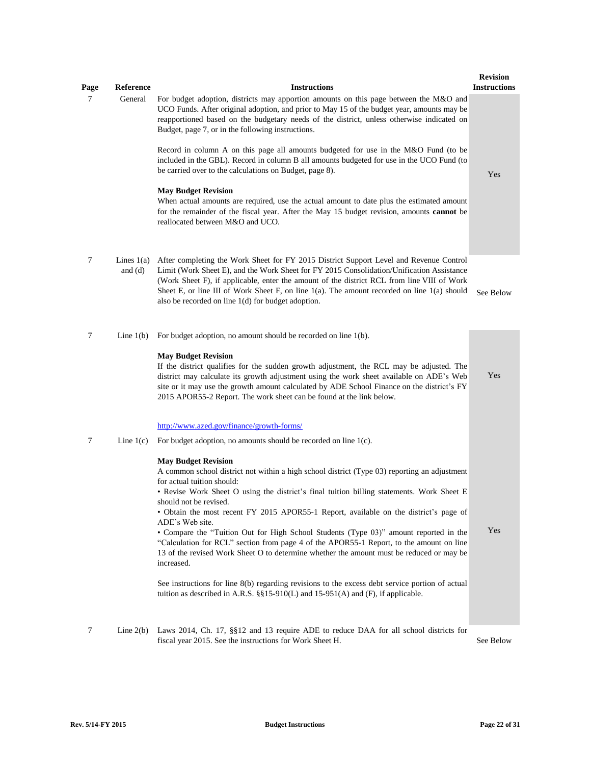| Page | Reference | Instructions | Revision Instructions |
|---|---|---|---|
| 7 | General | For budget adoption, districts may apportion amounts on this page between the M&O and UCO Funds. After original adoption, and prior to May 15 of the budget year, amounts may be reapportioned based on the budgetary needs of the district, unless otherwise indicated on Budget, page 7, or in the following instructions.<br><br>Record in column A on this page all amounts budgeted for use in the M&O Fund (to be included in the GBL). Record in column B all amounts budgeted for use in the UCO Fund (to be carried over to the calculations on Budget, page 8).<br><br>**May Budget Revision**<br>When actual amounts are required, use the actual amount to date plus the estimated amount for the remainder of the fiscal year. After the May 15 budget revision, amounts **cannot** be reallocated between M&O and UCO. | Yes |
| 7 | Lines 1(a) and (d) | After completing the Work Sheet for FY 2015 District Support Level and Revenue Control Limit (Work Sheet E), and the Work Sheet for FY 2015 Consolidation/Unification Assistance (Work Sheet F), if applicable, enter the amount of the district RCL from line VIII of Work Sheet E, or line III of Work Sheet F, on line 1(a). The amount recorded on line 1(a) should also be recorded on line 1(d) for budget adoption. | See Below |
| 7 | Line 1(b) | For budget adoption, no amount should be recorded on line 1(b).<br><br>**May Budget Revision**<br>If the district qualifies for the sudden growth adjustment, the RCL may be adjusted. The district may calculate its growth adjustment using the work sheet available on ADE's Web site or it may use the growth amount calculated by ADE School Finance on the district's FY 2015 APOR55-2 Report. The work sheet can be found at the link below.<br><br>http://www.azed.gov/finance/growth-forms/ | Yes |
| 7 | Line 1(c) | For budget adoption, no amounts should be recorded on line 1(c).<br><br>**May Budget Revision**<br>A common school district not within a high school district (Type 03) reporting an adjustment for actual tuition should:<br>• Revise Work Sheet O using the district's final tuition billing statements. Work Sheet E should not be revised.<br>• Obtain the most recent FY 2015 APOR55-1 Report, available on the district's page of ADE's Web site.<br>• Compare the "Tuition Out for High School Students (Type 03)" amount reported in the "Calculation for RCL" section from page 4 of the APOR55-1 Report, to the amount on line 13 of the revised Work Sheet O to determine whether the amount must be reduced or may be increased.<br><br>See instructions for line 8(b) regarding revisions to the excess debt service portion of actual tuition as described in A.R.S. §§15-910(L) and 15-951(A) and (F), if applicable. | Yes |
| 7 | Line 2(b) | Laws 2014, Ch. 17, §§12 and 13 require ADE to reduce DAA for all school districts for fiscal year 2015. See the instructions for Work Sheet H. | See Below |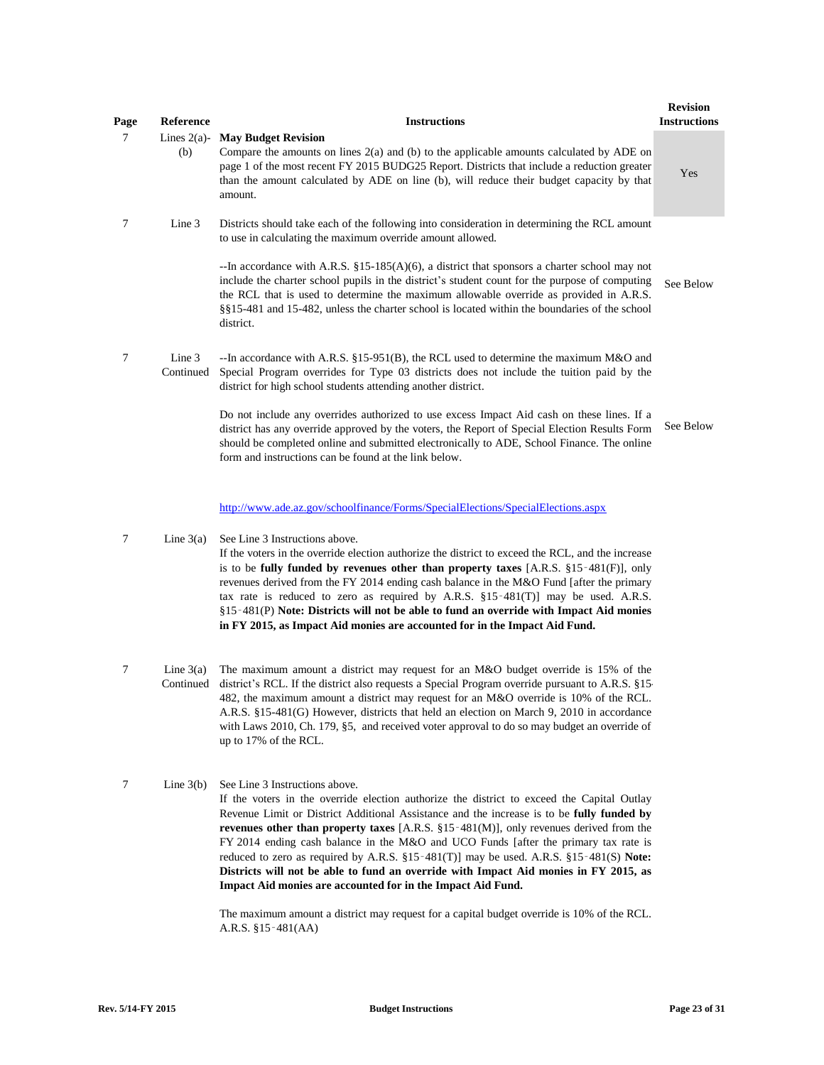| Page | Reference | Instructions | Revision Instructions |
|---|---|---|---|
| 7 | Lines 2(a)-(b) | **May Budget Revision**<br>Compare the amounts on lines 2(a) and (b) to the applicable amounts calculated by ADE on page 1 of the most recent FY 2015 BUDG25 Report. Districts that include a reduction greater than the amount calculated by ADE on line (b), will reduce their budget capacity by that amount. | Yes |
| 7 | Line 3 | Districts should take each of the following into consideration in determining the RCL amount to use in calculating the maximum override amount allowed.<br><br>--In accordance with A.R.S. §15-185(A)(6), a district that sponsors a charter school may not include the charter school pupils in the district's student count for the purpose of computing the RCL that is used to determine the maximum allowable override as provided in A.R.S. §§15-481 and 15-482, unless the charter school is located within the boundaries of the school district. | See Below |
| 7 | Line 3 Continued | --In accordance with A.R.S. §15-951(B), the RCL used to determine the maximum M&O and Special Program overrides for Type 03 districts does not include the tuition paid by the district for high school students attending another district.<br><br>Do not include any overrides authorized to use excess Impact Aid cash on these lines. If a district has any override approved by the voters, the Report of Special Election Results Form should be completed online and submitted electronically to ADE, School Finance. The online form and instructions can be found at the link below.<br><br>http://www.ade.az.gov/schoolfinance/Forms/SpecialElections/SpecialElections.aspx | See Below |
| 7 | Line 3(a) | See Line 3 Instructions above.<br>If the voters in the override election authorize the district to exceed the RCL, and the increase is to be **fully funded by revenues other than property taxes** [A.R.S. §15-481(F)], only revenues derived from the FY 2014 ending cash balance in the M&O Fund [after the primary tax rate is reduced to zero as required by A.R.S. §15-481(T)] may be used. A.R.S. §15-481(P) **Note: Districts will not be able to fund an override with Impact Aid monies in FY 2015, as Impact Aid monies are accounted for in the Impact Aid Fund.** | |
| 7 | Line 3(a) Continued | The maximum amount a district may request for an M&O budget override is 15% of the district's RCL. If the district also requests a Special Program override pursuant to A.R.S. §15-482, the maximum amount a district may request for an M&O override is 10% of the RCL. A.R.S. §15-481(G) However, districts that held an election on March 9, 2010 in accordance with Laws 2010, Ch. 179, §5, and received voter approval to do so may budget an override of up to 17% of the RCL. | |
| 7 | Line 3(b) | See Line 3 Instructions above.<br>If the voters in the override election authorize the district to exceed the Capital Outlay Revenue Limit or District Additional Assistance and the increase is to be **fully funded by revenues other than property taxes** [A.R.S. §15-481(M)], only revenues derived from the FY 2014 ending cash balance in the M&O and UCO Funds [after the primary tax rate is reduced to zero as required by A.R.S. §15-481(T)] may be used. A.R.S. §15-481(S) **Note: Districts will not be able to fund an override with Impact Aid monies in FY 2015, as Impact Aid monies are accounted for in the Impact Aid Fund.**<br><br>The maximum amount a district may request for a capital budget override is 10% of the RCL. A.R.S. §15-481(AA) | |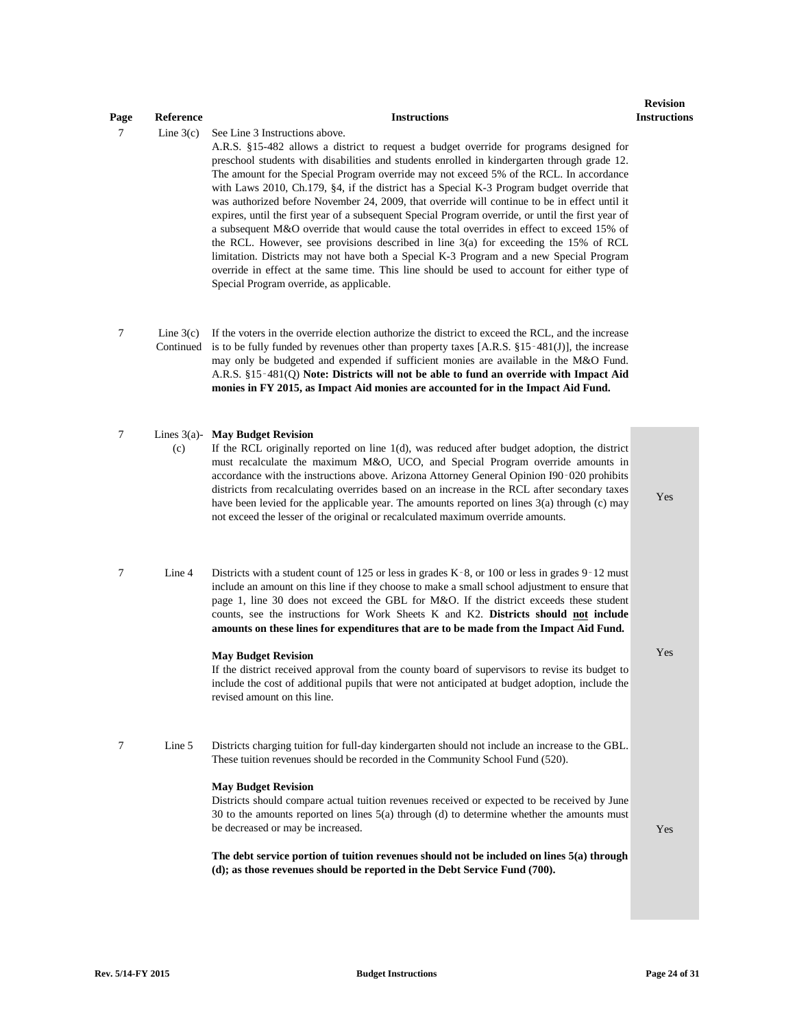| Page | Reference | Instructions | Revision Instructions |
|---|---|---|---|
| 7 | Line 3(c) | See Line 3 Instructions above.<br>A.R.S. §15-482 allows a district to request a budget override for programs designed for preschool students with disabilities and students enrolled in kindergarten through grade 12. The amount for the Special Program override may not exceed 5% of the RCL. In accordance with Laws 2010, Ch.179, §4, if the district has a Special K-3 Program budget override that was authorized before November 24, 2009, that override will continue to be in effect until it expires, until the first year of a subsequent Special Program override, or until the first year of a subsequent M&O override that would cause the total overrides in effect to exceed 15% of the RCL. However, see provisions described in line 3(a) for exceeding the 15% of RCL limitation. Districts may not have both a Special K-3 Program and a new Special Program override in effect at the same time. This line should be used to account for either type of Special Program override, as applicable. | |
| 7 | Line 3(c) Continued | If the voters in the override election authorize the district to exceed the RCL, and the increase is to be fully funded by revenues other than property taxes [A.R.S. §15‑481(J)], the increase may only be budgeted and expended if sufficient monies are available in the M&O Fund. A.R.S. §15‑481(Q) **Note: Districts will not be able to fund an override with Impact Aid monies in FY 2015, as Impact Aid monies are accounted for in the Impact Aid Fund.** | |
| 7 | Lines 3(a)-(c) | **May Budget Revision**<br>If the RCL originally reported on line 1(d), was reduced after budget adoption, the district must recalculate the maximum M&O, UCO, and Special Program override amounts in accordance with the instructions above. Arizona Attorney General Opinion I90‑020 prohibits districts from recalculating overrides based on an increase in the RCL after secondary taxes have been levied for the applicable year. The amounts reported on lines 3(a) through (c) may not exceed the lesser of the original or recalculated maximum override amounts. | Yes |
| 7 | Line 4 | Districts with a student count of 125 or less in grades K‑8, or 100 or less in grades 9‑12 must include an amount on this line if they choose to make a small school adjustment to ensure that page 1, line 30 does not exceed the GBL for M&O. If the district exceeds these student counts, see the instructions for Work Sheets K and K2. **Districts should not include amounts on these lines for expenditures that are to be made from the Impact Aid Fund.**<br><br>**May Budget Revision**<br>If the district received approval from the county board of supervisors to revise its budget to include the cost of additional pupils that were not anticipated at budget adoption, include the revised amount on this line. | Yes |
| 7 | Line 5 | Districts charging tuition for full-day kindergarten should not include an increase to the GBL. These tuition revenues should be recorded in the Community School Fund (520).<br><br>**May Budget Revision**<br>Districts should compare actual tuition revenues received or expected to be received by June 30 to the amounts reported on lines 5(a) through (d) to determine whether the amounts must be decreased or may be increased.<br><br>**The debt service portion of tuition revenues should not be included on lines 5(a) through (d); as those revenues should be reported in the Debt Service Fund (700).** | Yes |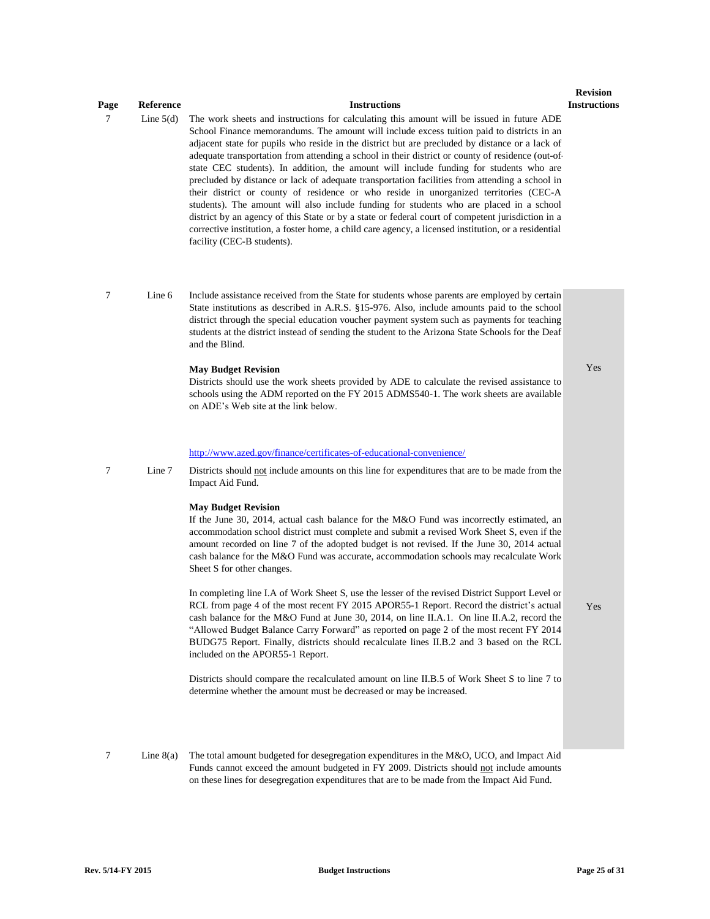| Page | Reference | Instructions | Revision Instructions |
|---|---|---|---|
| 7 | Line 5(d) | The work sheets and instructions for calculating this amount will be issued in future ADE School Finance memorandums. The amount will include excess tuition paid to districts in an adjacent state for pupils who reside in the district but are precluded by distance or a lack of adequate transportation from attending a school in their district or county of residence (out-of-state CEC students). In addition, the amount will include funding for students who are precluded by distance or lack of adequate transportation facilities from attending a school in their district or county of residence or who reside in unorganized territories (CEC-A students). The amount will also include funding for students who are placed in a school district by an agency of this State or by a state or federal court of competent jurisdiction in a corrective institution, a foster home, a child care agency, a licensed institution, or a residential facility (CEC-B students). | |
| 7 | Line 6 | Include assistance received from the State for students whose parents are employed by certain State institutions as described in A.R.S. §15-976. Also, include amounts paid to the school district through the special education voucher payment system such as payments for teaching students at the district instead of sending the student to the Arizona State Schools for the Deaf and the Blind.<br><br>**May Budget Revision**<br>Districts should use the work sheets provided by ADE to calculate the revised assistance to schools using the ADM reported on the FY 2015 ADMS540-1. The work sheets are available on ADE's Web site at the link below.<br><br>http://www.azed.gov/finance/certificates-of-educational-convenience/ | Yes |
| 7 | Line 7 | Districts should not include amounts on this line for expenditures that are to be made from the Impact Aid Fund.<br><br>**May Budget Revision**<br>If the June 30, 2014, actual cash balance for the M&O Fund was incorrectly estimated, an accommodation school district must complete and submit a revised Work Sheet S, even if the amount recorded on line 7 of the adopted budget is not revised. If the June 30, 2014 actual cash balance for the M&O Fund was accurate, accommodation schools may recalculate Work Sheet S for other changes.<br><br>In completing line I.A of Work Sheet S, use the lesser of the revised District Support Level or RCL from page 4 of the most recent FY 2015 APOR55-1 Report. Record the district's actual cash balance for the M&O Fund at June 30, 2014, on line II.A.1. On line II.A.2, record the "Allowed Budget Balance Carry Forward" as reported on page 2 of the most recent FY 2014 BUDG75 Report. Finally, districts should recalculate lines II.B.2 and 3 based on the RCL included on the APOR55-1 Report.<br><br>Districts should compare the recalculated amount on line II.B.5 of Work Sheet S to line 7 to determine whether the amount must be decreased or may be increased. | Yes |
| 7 | Line 8(a) | The total amount budgeted for desegregation expenditures in the M&O, UCO, and Impact Aid Funds cannot exceed the amount budgeted in FY 2009. Districts should not include amounts on these lines for desegregation expenditures that are to be made from the Impact Aid Fund. | |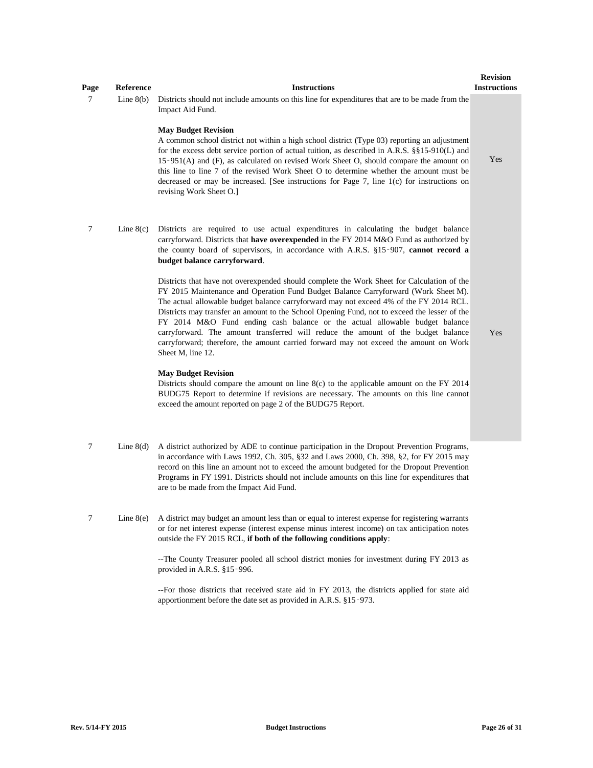| Page | Reference | Instructions | Revision Instructions |
|---|---|---|---|
| 7 | Line 8(b) | Districts should not include amounts on this line for expenditures that are to be made from the Impact Aid Fund.<br><br>**May Budget Revision**<br>A common school district not within a high school district (Type 03) reporting an adjustment for the excess debt service portion of actual tuition, as described in A.R.S. §§15-910(L) and 15‑951(A) and (F), as calculated on revised Work Sheet O, should compare the amount on this line to line 7 of the revised Work Sheet O to determine whether the amount must be decreased or may be increased. [See instructions for Page 7, line 1(c) for instructions on revising Work Sheet O.] | Yes |
| 7 | Line 8(c) | Districts are required to use actual expenditures in calculating the budget balance carryforward. Districts that **have overexpended** in the FY 2014 M&O Fund as authorized by the county board of supervisors, in accordance with A.R.S. §15‑907, **cannot record a budget balance carryforward**.<br><br>Districts that have not overexpended should complete the Work Sheet for Calculation of the FY 2015 Maintenance and Operation Fund Budget Balance Carryforward (Work Sheet M). The actual allowable budget balance carryforward may not exceed 4% of the FY 2014 RCL. Districts may transfer an amount to the School Opening Fund, not to exceed the lesser of the FY 2014 M&O Fund ending cash balance or the actual allowable budget balance carryforward. The amount transferred will reduce the amount of the budget balance carryforward; therefore, the amount carried forward may not exceed the amount on Work Sheet M, line 12.<br><br>**May Budget Revision**<br>Districts should compare the amount on line 8(c) to the applicable amount on the FY 2014 BUDG75 Report to determine if revisions are necessary. The amounts on this line cannot exceed the amount reported on page 2 of the BUDG75 Report. | Yes |
| 7 | Line 8(d) | A district authorized by ADE to continue participation in the Dropout Prevention Programs, in accordance with Laws 1992, Ch. 305, §32 and Laws 2000, Ch. 398, §2, for FY 2015 may record on this line an amount not to exceed the amount budgeted for the Dropout Prevention Programs in FY 1991. Districts should not include amounts on this line for expenditures that are to be made from the Impact Aid Fund. | |
| 7 | Line 8(e) | A district may budget an amount less than or equal to interest expense for registering warrants or for net interest expense (interest expense minus interest income) on tax anticipation notes outside the FY 2015 RCL, **if both of the following conditions apply**:<br><br>--The County Treasurer pooled all school district monies for investment during FY 2013 as provided in A.R.S. §15‑996.<br><br>--For those districts that received state aid in FY 2013, the districts applied for state aid apportionment before the date set as provided in A.R.S. §15‑973. | |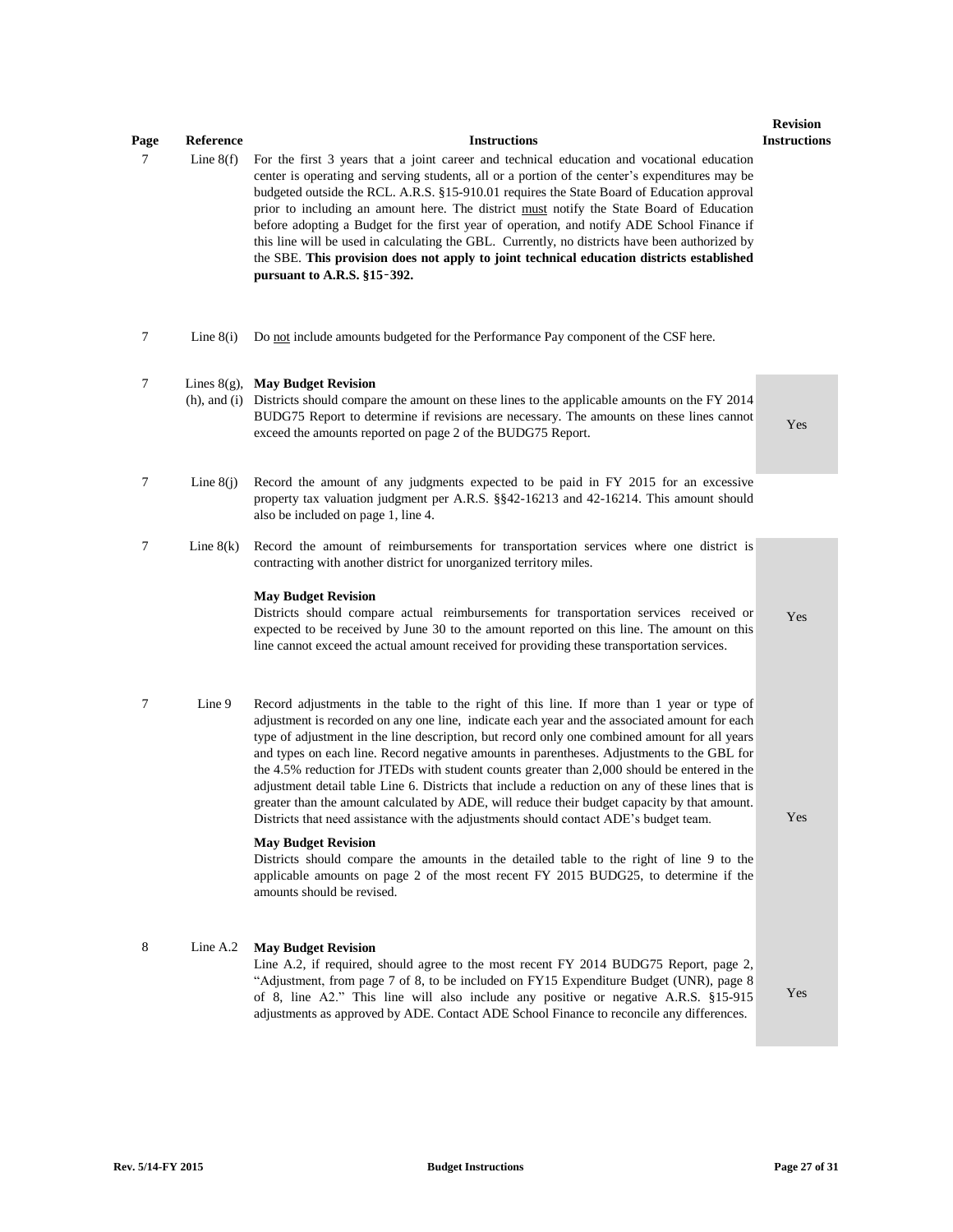| Page | Reference | Instructions | Revision Instructions |
|---|---|---|---|
| 7 | Line 8(f) | For the first 3 years that a joint career and technical education and vocational education center is operating and serving students, all or a portion of the center's expenditures may be budgeted outside the RCL. A.R.S. §15-910.01 requires the State Board of Education approval prior to including an amount here. The district <u>must</u> notify the State Board of Education before adopting a Budget for the first year of operation, and notify ADE School Finance if this line will be used in calculating the GBL. Currently, no districts have been authorized by the SBE. **This provision does not apply to joint technical education districts established pursuant to A.R.S. §15-392.** | |
| 7 | Line 8(i) | Do <u>not</u> include amounts budgeted for the Performance Pay component of the CSF here. | |
| 7 | Lines 8(g), (h), and (i) | **May Budget Revision**<br>Districts should compare the amount on these lines to the applicable amounts on the FY 2014 BUDG75 Report to determine if revisions are necessary. The amounts on these lines cannot exceed the amounts reported on page 2 of the BUDG75 Report. | Yes |
| 7 | Line 8(j) | Record the amount of any judgments expected to be paid in FY 2015 for an excessive property tax valuation judgment per A.R.S. §§42-16213 and 42-16214. This amount should also be included on page 1, line 4. | |
| 7 | Line 8(k) | Record the amount of reimbursements for transportation services where one district is contracting with another district for unorganized territory miles.<br><br>**May Budget Revision**<br>Districts should compare actual reimbursements for transportation services received or expected to be received by June 30 to the amount reported on this line. The amount on this line cannot exceed the actual amount received for providing these transportation services. | Yes |
| 7 | Line 9 | Record adjustments in the table to the right of this line. If more than 1 year or type of adjustment is recorded on any one line, indicate each year and the associated amount for each type of adjustment in the line description, but record only one combined amount for all years and types on each line. Record negative amounts in parentheses. Adjustments to the GBL for the 4.5% reduction for JTEDs with student counts greater than 2,000 should be entered in the adjustment detail table Line 6. Districts that include a reduction on any of these lines that is greater than the amount calculated by ADE, will reduce their budget capacity by that amount. Districts that need assistance with the adjustments should contact ADE's budget team.<br><br>**May Budget Revision**<br>Districts should compare the amounts in the detailed table to the right of line 9 to the applicable amounts on page 2 of the most recent FY 2015 BUDG25, to determine if the amounts should be revised. | Yes |
| 8 | Line A.2 | **May Budget Revision**<br>Line A.2, if required, should agree to the most recent FY 2014 BUDG75 Report, page 2, "Adjustment, from page 7 of 8, to be included on FY15 Expenditure Budget (UNR), page 8 of 8, line A2." This line will also include any positive or negative A.R.S. §15-915 adjustments as approved by ADE. Contact ADE School Finance to reconcile any differences. | Yes |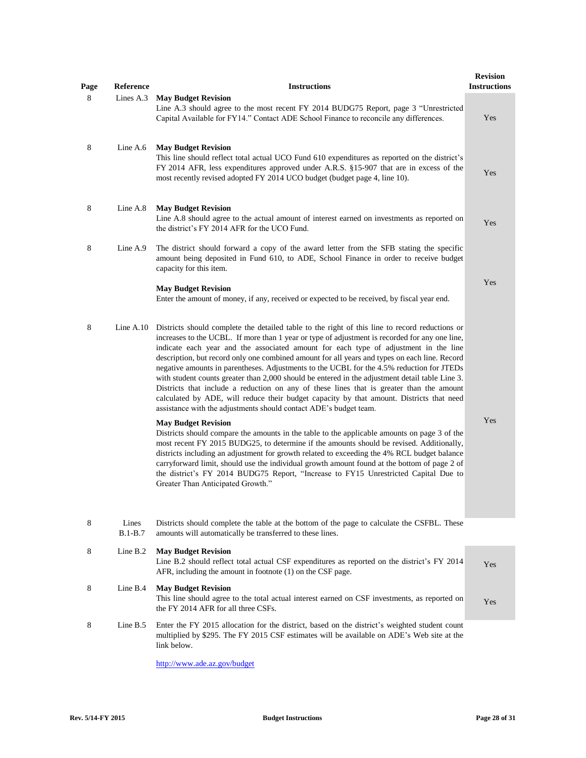| Page | Reference | Instructions | Revision Instructions |
|---|---|---|---|
| 8 | Lines A.3 | **May Budget Revision**<br>Line A.3 should agree to the most recent FY 2014 BUDG75 Report, page 3 "Unrestricted Capital Available for FY14." Contact ADE School Finance to reconcile any differences. | Yes |
| 8 | Line A.6 | **May Budget Revision**<br>This line should reflect total actual UCO Fund 610 expenditures as reported on the district's FY 2014 AFR, less expenditures approved under A.R.S. §15-907 that are in excess of the most recently revised adopted FY 2014 UCO budget (budget page 4, line 10). | Yes |
| 8 | Line A.8 | **May Budget Revision**<br>Line A.8 should agree to the actual amount of interest earned on investments as reported on the district's FY 2014 AFR for the UCO Fund. | Yes |
| 8 | Line A.9 | The district should forward a copy of the award letter from the SFB stating the specific amount being deposited in Fund 610, to ADE, School Finance in order to receive budget capacity for this item.<br><br>**May Budget Revision**<br>Enter the amount of money, if any, received or expected to be received, by fiscal year end. | Yes |
| 8 | Line A.10 | Districts should complete the detailed table to the right of this line to record reductions or increases to the UCBL. If more than 1 year or type of adjustment is recorded for any one line, indicate each year and the associated amount for each type of adjustment in the line description, but record only one combined amount for all years and types on each line. Record negative amounts in parentheses. Adjustments to the UCBL for the 4.5% reduction for JTEDs with student counts greater than 2,000 should be entered in the adjustment detail table Line 3. Districts that include a reduction on any of these lines that is greater than the amount calculated by ADE, will reduce their budget capacity by that amount. Districts that need assistance with the adjustments should contact ADE's budget team.<br><br>**May Budget Revision**<br>Districts should compare the amounts in the table to the applicable amounts on page 3 of the most recent FY 2015 BUDG25, to determine if the amounts should be revised. Additionally, districts including an adjustment for growth related to exceeding the 4% RCL budget balance carryforward limit, should use the individual growth amount found at the bottom of page 2 of the district's FY 2014 BUDG75 Report, "Increase to FY15 Unrestricted Capital Due to Greater Than Anticipated Growth." | Yes |
| 8 | Lines B.1-B.7 | Districts should complete the table at the bottom of the page to calculate the CSFBL. These amounts will automatically be transferred to these lines. | |
| 8 | Line B.2 | **May Budget Revision**<br>Line B.2 should reflect total actual CSF expenditures as reported on the district's FY 2014 AFR, including the amount in footnote (1) on the CSF page. | Yes |
| 8 | Line B.4 | **May Budget Revision**<br>This line should agree to the total actual interest earned on CSF investments, as reported on the FY 2014 AFR for all three CSFs. | Yes |
| 8 | Line B.5 | Enter the FY 2015 allocation for the district, based on the district's weighted student count multiplied by $295. The FY 2015 CSF estimates will be available on ADE's Web site at the link below.<br><br>http://www.ade.az.gov/budget | |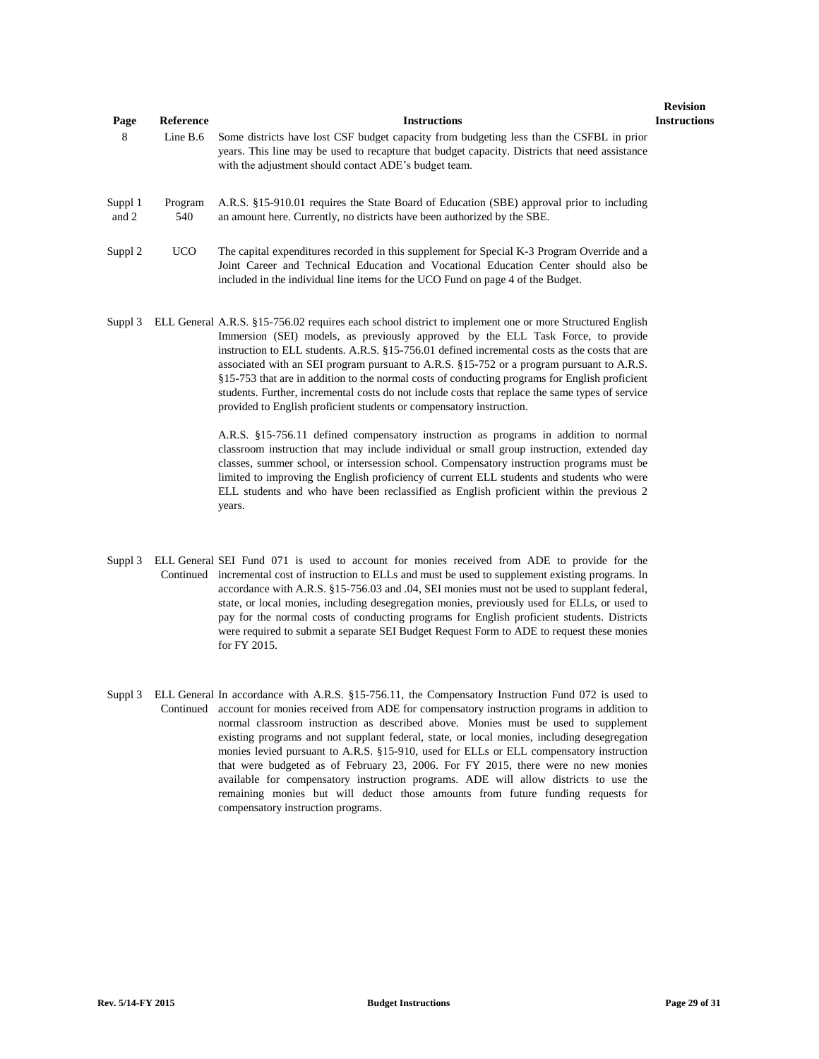| Page | Reference | Instructions | Revision Instructions |
|---|---|---|---|
| 8 | Line B.6 | Some districts have lost CSF budget capacity from budgeting less than the CSFBL in prior years. This line may be used to recapture that budget capacity. Districts that need assistance with the adjustment should contact ADE's budget team. | |
| Suppl 1 and 2 | Program 540 | A.R.S. §15-910.01 requires the State Board of Education (SBE) approval prior to including an amount here. Currently, no districts have been authorized by the SBE. | |
| Suppl 2 | UCO | The capital expenditures recorded in this supplement for Special K-3 Program Override and a Joint Career and Technical Education and Vocational Education Center should also be included in the individual line items for the UCO Fund on page 4 of the Budget. | |
| Suppl 3 | ELL General | A.R.S. §15-756.02 requires each school district to implement one or more Structured English Immersion (SEI) models, as previously approved by the ELL Task Force, to provide instruction to ELL students. A.R.S. §15-756.01 defined incremental costs as the costs that are associated with an SEI program pursuant to A.R.S. §15-752 or a program pursuant to A.R.S. §15-753 that are in addition to the normal costs of conducting programs for English proficient students. Further, incremental costs do not include costs that replace the same types of service provided to English proficient students or compensatory instruction.<br><br>A.R.S. §15-756.11 defined compensatory instruction as programs in addition to normal classroom instruction that may include individual or small group instruction, extended day classes, summer school, or intersession school. Compensatory instruction programs must be limited to improving the English proficiency of current ELL students and students who were ELL students and who have been reclassified as English proficient within the previous 2 years. | |
| Suppl 3 | ELL General Continued | SEI Fund 071 is used to account for monies received from ADE to provide for the incremental cost of instruction to ELLs and must be used to supplement existing programs. In accordance with A.R.S. §15-756.03 and .04, SEI monies must not be used to supplant federal, state, or local monies, including desegregation monies, previously used for ELLs, or used to pay for the normal costs of conducting programs for English proficient students. Districts were required to submit a separate SEI Budget Request Form to ADE to request these monies for FY 2015. | |
| Suppl 3 | ELL General Continued | In accordance with A.R.S. §15-756.11, the Compensatory Instruction Fund 072 is used to account for monies received from ADE for compensatory instruction programs in addition to normal classroom instruction as described above. Monies must be used to supplement existing programs and not supplant federal, state, or local monies, including desegregation monies levied pursuant to A.R.S. §15-910, used for ELLs or ELL compensatory instruction that were budgeted as of February 23, 2006. For FY 2015, there were no new monies available for compensatory instruction programs. ADE will allow districts to use the remaining monies but will deduct those amounts from future funding requests for compensatory instruction programs. | |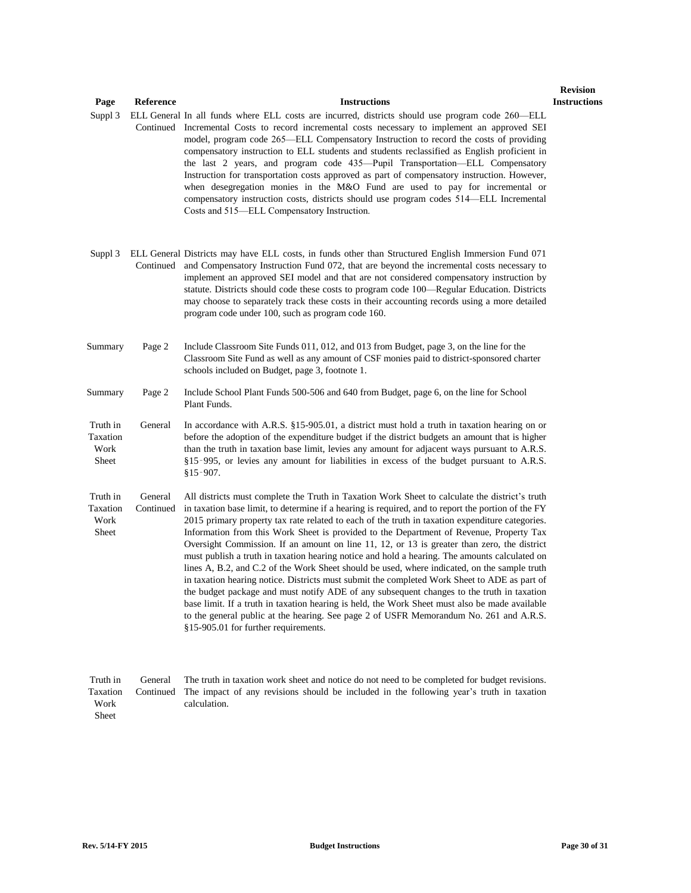| Page | Reference | Instructions | Revision Instructions |
|---|---|---|---|
| Suppl 3 | ELL General Continued | In all funds where ELL costs are incurred, districts should use program code 260—ELL Incremental Costs to record incremental costs necessary to implement an approved SEI model, program code 265—ELL Compensatory Instruction to record the costs of providing compensatory instruction to ELL students and students reclassified as English proficient in the last 2 years, and program code 435—Pupil Transportation—ELL Compensatory Instruction for transportation costs approved as part of compensatory instruction. However, when desegregation monies in the M&O Fund are used to pay for incremental or compensatory instruction costs, districts should use program codes 514—ELL Incremental Costs and 515—ELL Compensatory Instruction. | |
| Suppl 3 | ELL General Continued | Districts may have ELL costs, in funds other than Structured English Immersion Fund 071 and Compensatory Instruction Fund 072, that are beyond the incremental costs necessary to implement an approved SEI model and that are not considered compensatory instruction by statute. Districts should code these costs to program code 100—Regular Education. Districts may choose to separately track these costs in their accounting records using a more detailed program code under 100, such as program code 160. | |
| Summary | Page 2 | Include Classroom Site Funds 011, 012, and 013 from Budget, page 3, on the line for the Classroom Site Fund as well as any amount of CSF monies paid to district-sponsored charter schools included on Budget, page 3, footnote 1. | |
| Summary | Page 2 | Include School Plant Funds 500-506 and 640 from Budget, page 6, on the line for School Plant Funds. | |
| Truth in Taxation Work Sheet | General | In accordance with A.R.S. §15-905.01, a district must hold a truth in taxation hearing on or before the adoption of the expenditure budget if the district budgets an amount that is higher than the truth in taxation base limit, levies any amount for adjacent ways pursuant to A.R.S. §15-995, or levies any amount for liabilities in excess of the budget pursuant to A.R.S. §15-907. | |
| Truth in Taxation Work Sheet | General Continued | All districts must complete the Truth in Taxation Work Sheet to calculate the district's truth in taxation base limit, to determine if a hearing is required, and to report the portion of the FY 2015 primary property tax rate related to each of the truth in taxation expenditure categories. Information from this Work Sheet is provided to the Department of Revenue, Property Tax Oversight Commission. If an amount on line 11, 12, or 13 is greater than zero, the district must publish a truth in taxation hearing notice and hold a hearing. The amounts calculated on lines A, B.2, and C.2 of the Work Sheet should be used, where indicated, on the sample truth in taxation hearing notice. Districts must submit the completed Work Sheet to ADE as part of the budget package and must notify ADE of any subsequent changes to the truth in taxation base limit. If a truth in taxation hearing is held, the Work Sheet must also be made available to the general public at the hearing. See page 2 of USFR Memorandum No. 261 and A.R.S. §15-905.01 for further requirements. | |
| Truth in Taxation Work Sheet | General Continued | The truth in taxation work sheet and notice do not need to be completed for budget revisions. The impact of any revisions should be included in the following year's truth in taxation calculation. | |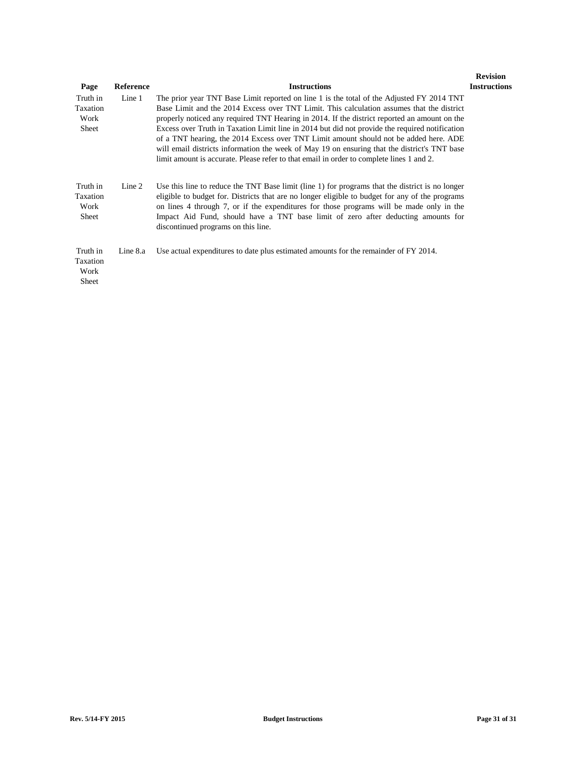| Page | Reference | Instructions | Revision Instructions |
|---|---|---|---|
| Truth in Taxation Work Sheet | Line 1 | The prior year TNT Base Limit reported on line 1 is the total of the Adjusted FY 2014 TNT Base Limit and the 2014 Excess over TNT Limit. This calculation assumes that the district properly noticed any required TNT Hearing in 2014. If the district reported an amount on the Excess over Truth in Taxation Limit line in 2014 but did not provide the required notification of a TNT hearing, the 2014 Excess over TNT Limit amount should not be added here. ADE will email districts information the week of May 19 on ensuring that the district's TNT base limit amount is accurate. Please refer to that email in order to complete lines 1 and 2. | |
| Truth in Taxation Work Sheet | Line 2 | Use this line to reduce the TNT Base limit (line 1) for programs that the district is no longer eligible to budget for. Districts that are no longer eligible to budget for any of the programs on lines 4 through 7, or if the expenditures for those programs will be made only in the Impact Aid Fund, should have a TNT base limit of zero after deducting amounts for discontinued programs on this line. | |
| Truth in Taxation Work Sheet | Line 8.a | Use actual expenditures to date plus estimated amounts for the remainder of FY 2014. | |